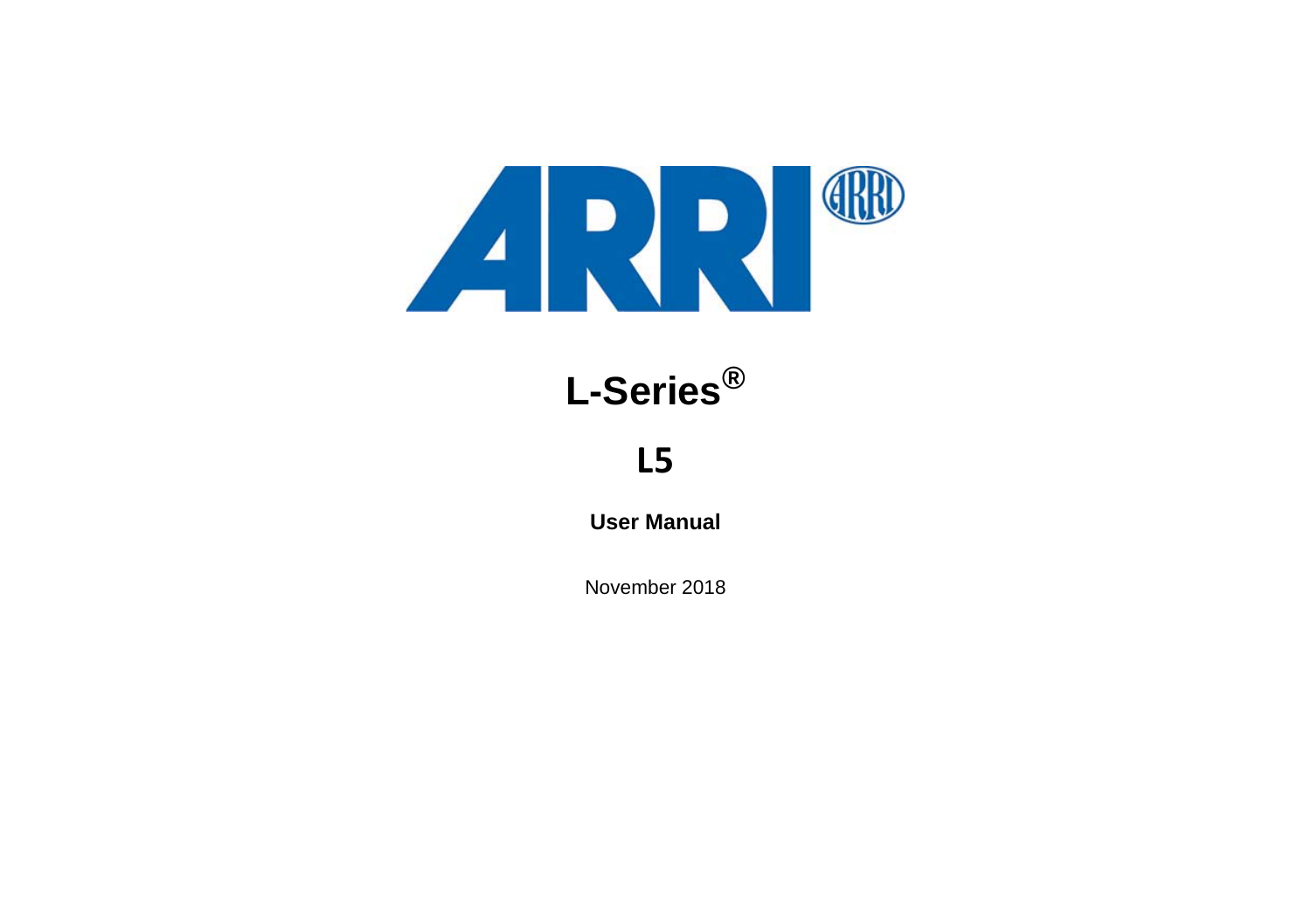# L-Series®

# L5

**User Manual**

November 2018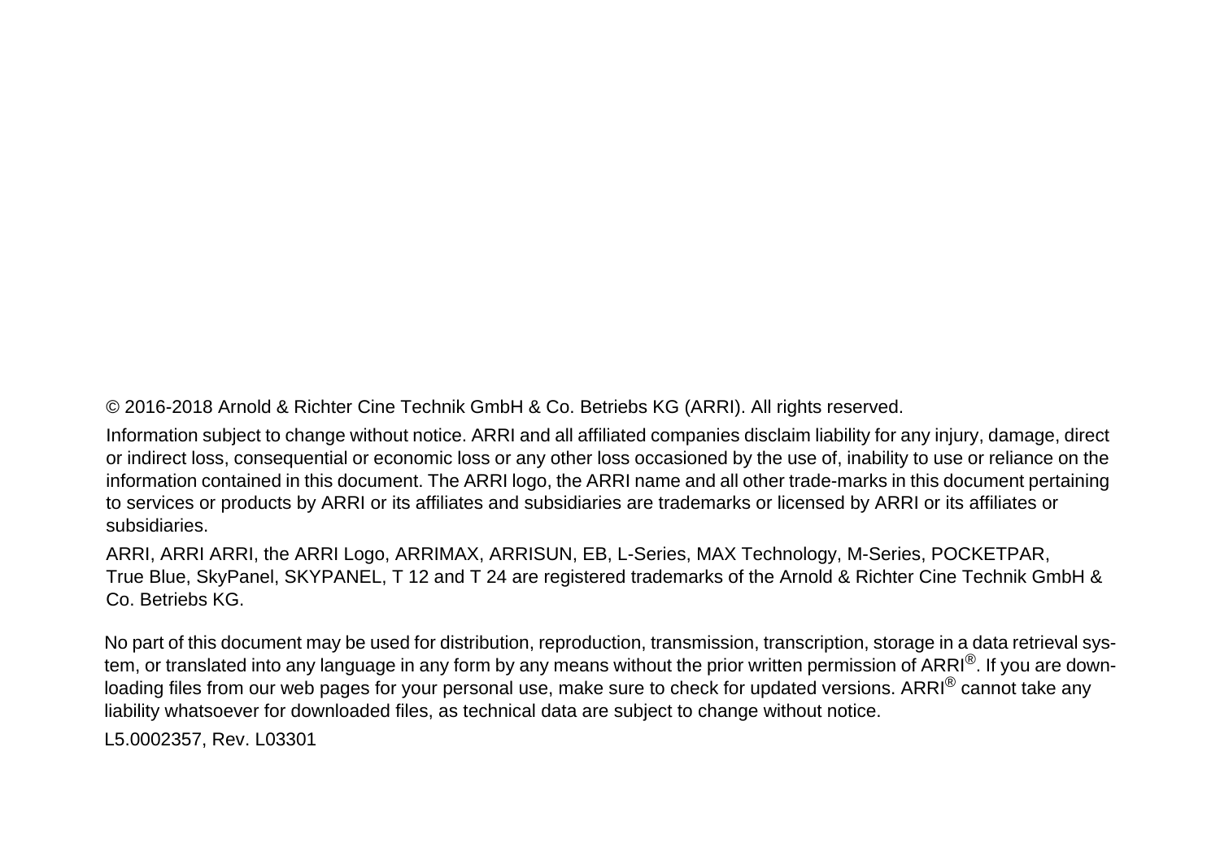© 2016-2018 Arnold & Richter Cine Technik GmbH & Co. Betriebs KG (ARRI). All rights reserved.

Information subject to change without notice. ARRI and all affiliated companies disclaim liability for any injury, damage, direct or indirect loss, consequential or economic loss or any other loss occasioned by the use of, inability to use or reliance on the information contained in this document. The ARRI logo, the ARRI name and all other trade-marks in this document pertaining to services or products by ARRI or its affiliates and subsidiaries are trademarks or licensed by ARRI or its affiliates or subsidiaries.

ARRI, ARRI ARRI, the ARRI Logo, ARRIMAX, ARRISUN, EB, L-Series, MAX Technology, M-Series, POCKETPAR, True Blue, SkyPanel, SKYPANEL, T 12 and T 24 are registered trademarks of the Arnold & Richter Cine Technik GmbH & Co. Betriebs KG.

No part of this document may be used for distribution, reproduction, transmission, transcription, storage in a data retrieval system, or translated into any language in any form by any means without the prior written permission of ARRI®. If you are downloading files from our web pages for your personal use, make sure to check for updated versions. ARRI® cannot take any liability whatsoever for downloaded files, as technical data are subject to change without notice.

L5.0002357, Rev. L03301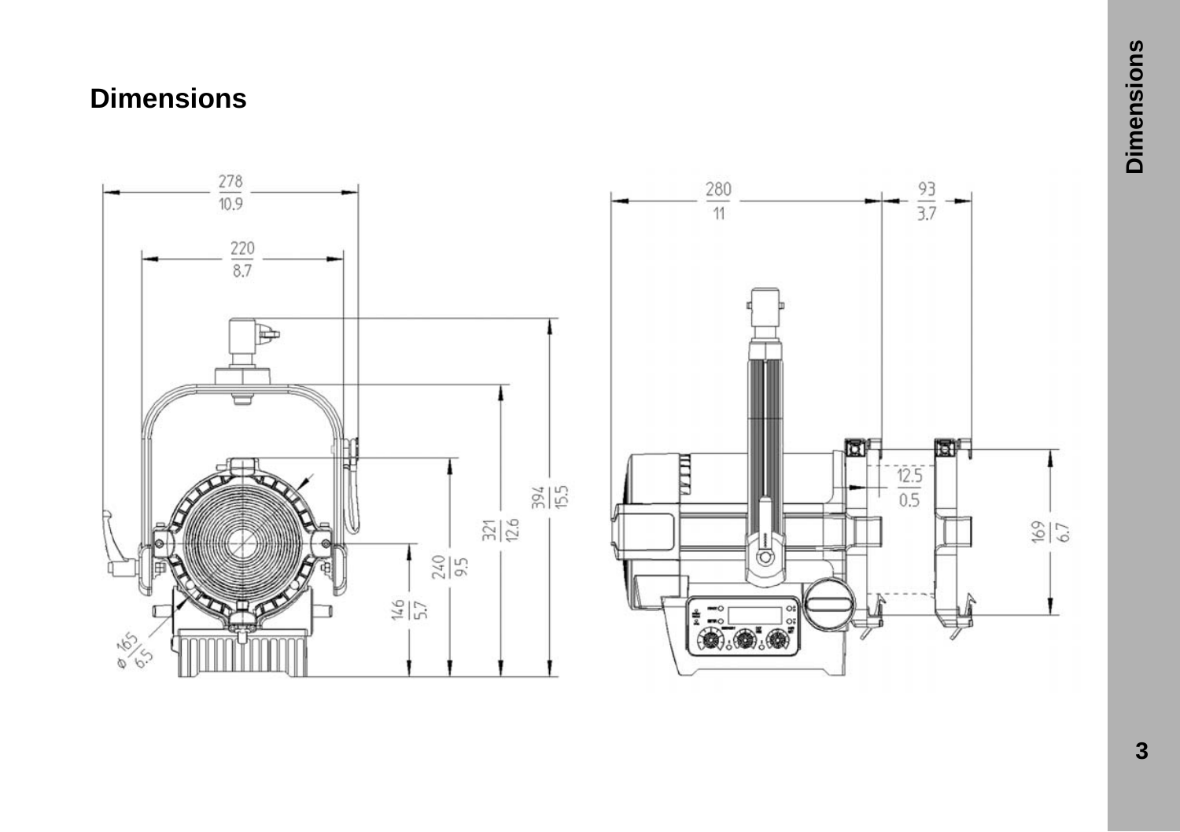# Dimensions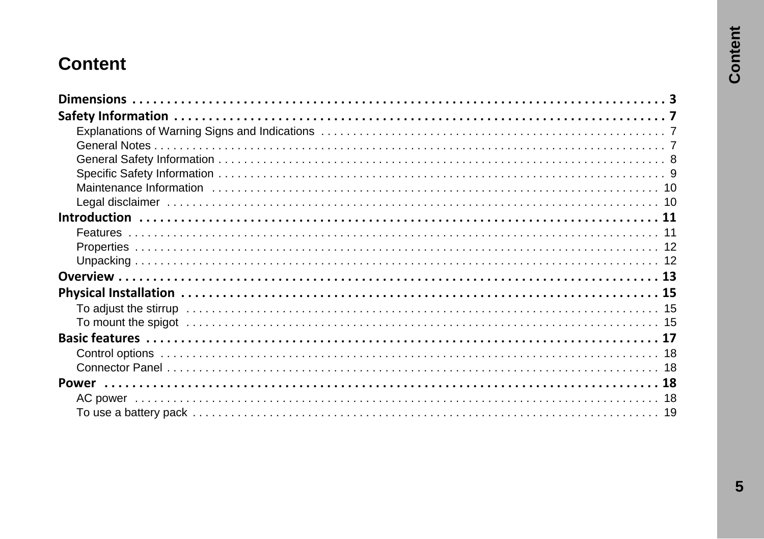# Content

**Dimensions . . . . . . . . . . . . . . . . . . . . . . . . . . . . . . . . . . . . . . . . . . . . . . . . . . . . . . . . . . . . . . . . . . . . . . . . . . 3**

**Safety Information . . . . . . . . . . . . . . . . . . . . . . . . . . . . . . . . . . . . . . . . . . . . . . . . . . . . . . . . . . . . . . . . . . . . 7**

- Explanations of Warning Signs and Indications . . . . . . . . . . . . . . . . . . . . . . . . . . . . . . . . . . . . . . . . . . . . . . . . . 7
- General Notes . . . . . . . . . . . . . . . . . . . . . . . . . . . . . . . . . . . . . . . . . . . . . . . . . . . . . . . . . . . . . . . . . . . . . . . . . . 7
- General Safety Information . . . . . . . . . . . . . . . . . . . . . . . . . . . . . . . . . . . . . . . . . . . . . . . . . . . . . . . . . . . . . . . . 8
- Specific Safety Information . . . . . . . . . . . . . . . . . . . . . . . . . . . . . . . . . . . . . . . . . . . . . . . . . . . . . . . . . . . . . . . . 9
- Maintenance Information . . . . . . . . . . . . . . . . . . . . . . . . . . . . . . . . . . . . . . . . . . . . . . . . . . . . . . . . . . . . . . . . 10
- Legal disclaimer . . . . . . . . . . . . . . . . . . . . . . . . . . . . . . . . . . . . . . . . . . . . . . . . . . . . . . . . . . . . . . . . . . . . . . . 10

**Introduction . . . . . . . . . . . . . . . . . . . . . . . . . . . . . . . . . . . . . . . . . . . . . . . . . . . . . . . . . . . . . . . . . . . . . . . . 11**

- Features . . . . . . . . . . . . . . . . . . . . . . . . . . . . . . . . . . . . . . . . . . . . . . . . . . . . . . . . . . . . . . . . . . . . . . . . . . . . . 11
- Properties . . . . . . . . . . . . . . . . . . . . . . . . . . . . . . . . . . . . . . . . . . . . . . . . . . . . . . . . . . . . . . . . . . . . . . . . . . . . 12
- Unpacking . . . . . . . . . . . . . . . . . . . . . . . . . . . . . . . . . . . . . . . . . . . . . . . . . . . . . . . . . . . . . . . . . . . . . . . . . . . . 12

**Overview . . . . . . . . . . . . . . . . . . . . . . . . . . . . . . . . . . . . . . . . . . . . . . . . . . . . . . . . . . . . . . . . . . . . . . . . . . . 13**

**Physical Installation . . . . . . . . . . . . . . . . . . . . . . . . . . . . . . . . . . . . . . . . . . . . . . . . . . . . . . . . . . . . . . . . . . 15**

- To adjust the stirrup . . . . . . . . . . . . . . . . . . . . . . . . . . . . . . . . . . . . . . . . . . . . . . . . . . . . . . . . . . . . . . . . . . . . 15
- To mount the spigot . . . . . . . . . . . . . . . . . . . . . . . . . . . . . . . . . . . . . . . . . . . . . . . . . . . . . . . . . . . . . . . . . . . . 15

**Basic features . . . . . . . . . . . . . . . . . . . . . . . . . . . . . . . . . . . . . . . . . . . . . . . . . . . . . . . . . . . . . . . . . . . . . . . 17**

- Control options . . . . . . . . . . . . . . . . . . . . . . . . . . . . . . . . . . . . . . . . . . . . . . . . . . . . . . . . . . . . . . . . . . . . . . . . 18
- Connector Panel . . . . . . . . . . . . . . . . . . . . . . . . . . . . . . . . . . . . . . . . . . . . . . . . . . . . . . . . . . . . . . . . . . . . . . . 18

**Power . . . . . . . . . . . . . . . . . . . . . . . . . . . . . . . . . . . . . . . . . . . . . . . . . . . . . . . . . . . . . . . . . . . . . . . . . . . . . . 18**

- AC power . . . . . . . . . . . . . . . . . . . . . . . . . . . . . . . . . . . . . . . . . . . . . . . . . . . . . . . . . . . . . . . . . . . . . . . . . . . . 18
- To use a battery pack . . . . . . . . . . . . . . . . . . . . . . . . . . . . . . . . . . . . . . . . . . . . . . . . . . . . . . . . . . . . . . . . . . . 19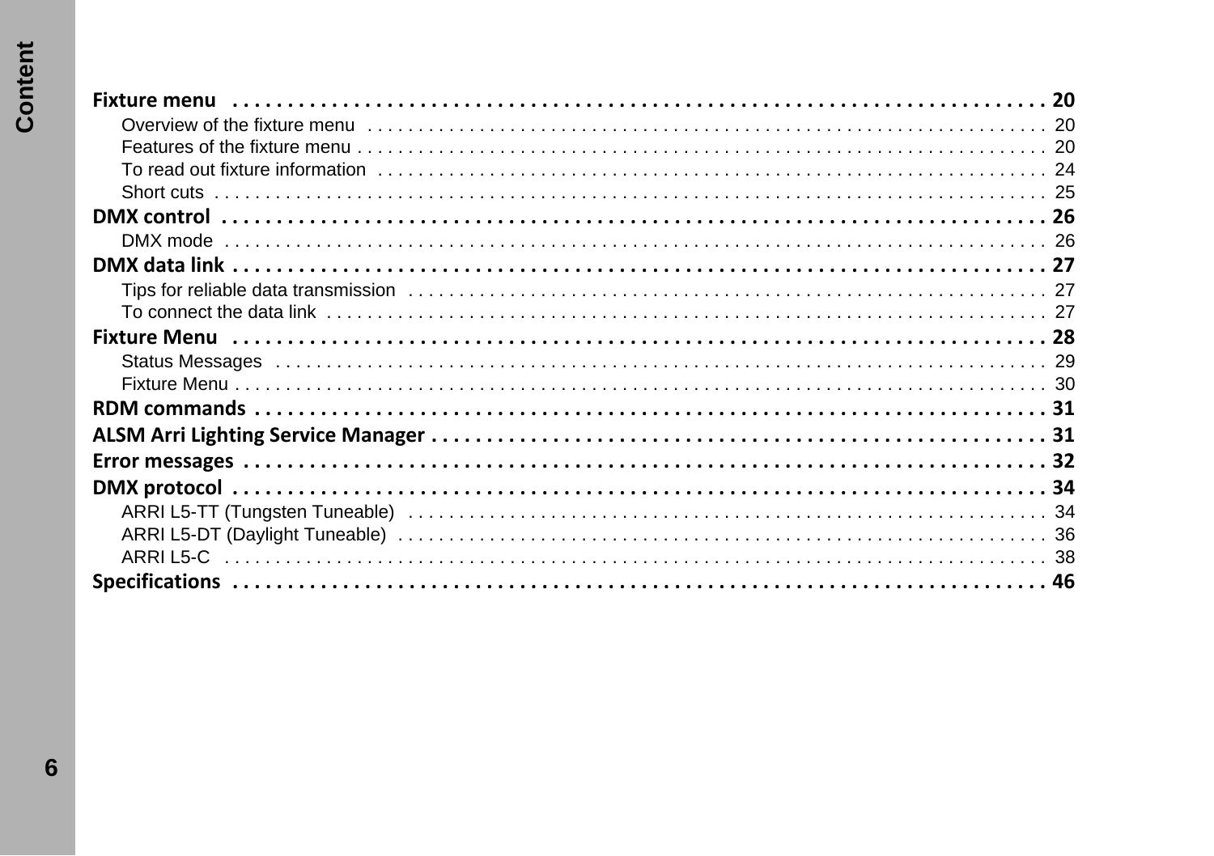**Fixture menu** . . . . . . . . . . . . . . . . . . . . . . . . . . . . . . . . . . . . . . . . . . . . . . . . . . . . . . . . . . . . . . . . . . . . . . . . . . . 20

Overview of the fixture menu . . . . . . . . . . . . . . . . . . . . . . . . . . . . . . . . . . . . . . . . . . . . . . . . . . . . . . . . . . . . . . . . . . . . 20

Features of the fixture menu . . . . . . . . . . . . . . . . . . . . . . . . . . . . . . . . . . . . . . . . . . . . . . . . . . . . . . . . . . . . . . . . . . . . 20

To read out fixture information . . . . . . . . . . . . . . . . . . . . . . . . . . . . . . . . . . . . . . . . . . . . . . . . . . . . . . . . . . . . . . . . . . 24

Short cuts . . . . . . . . . . . . . . . . . . . . . . . . . . . . . . . . . . . . . . . . . . . . . . . . . . . . . . . . . . . . . . . . . . . . . . . . . . . . . . . . . . . 25

**DMX control** . . . . . . . . . . . . . . . . . . . . . . . . . . . . . . . . . . . . . . . . . . . . . . . . . . . . . . . . . . . . . . . . . . . . . . . . . . . . 26

DMX mode . . . . . . . . . . . . . . . . . . . . . . . . . . . . . . . . . . . . . . . . . . . . . . . . . . . . . . . . . . . . . . . . . . . . . . . . . . . . . . . . . 26

**DMX data link** . . . . . . . . . . . . . . . . . . . . . . . . . . . . . . . . . . . . . . . . . . . . . . . . . . . . . . . . . . . . . . . . . . . . . . . . . . . 27

Tips for reliable data transmission . . . . . . . . . . . . . . . . . . . . . . . . . . . . . . . . . . . . . . . . . . . . . . . . . . . . . . . . . . . . . . . 27

To connect the data link . . . . . . . . . . . . . . . . . . . . . . . . . . . . . . . . . . . . . . . . . . . . . . . . . . . . . . . . . . . . . . . . . . . . . . . 27

**Fixture Menu** . . . . . . . . . . . . . . . . . . . . . . . . . . . . . . . . . . . . . . . . . . . . . . . . . . . . . . . . . . . . . . . . . . . . . . . . . . . 28

Status Messages . . . . . . . . . . . . . . . . . . . . . . . . . . . . . . . . . . . . . . . . . . . . . . . . . . . . . . . . . . . . . . . . . . . . . . . . . . . . 29

Fixture Menu . . . . . . . . . . . . . . . . . . . . . . . . . . . . . . . . . . . . . . . . . . . . . . . . . . . . . . . . . . . . . . . . . . . . . . . . . . . . . . . 30

**RDM commands** . . . . . . . . . . . . . . . . . . . . . . . . . . . . . . . . . . . . . . . . . . . . . . . . . . . . . . . . . . . . . . . . . . . . . . . . . 31

**ALSM Arri Lighting Service Manager** . . . . . . . . . . . . . . . . . . . . . . . . . . . . . . . . . . . . . . . . . . . . . . . . . . . . . . . . 31

**Error messages** . . . . . . . . . . . . . . . . . . . . . . . . . . . . . . . . . . . . . . . . . . . . . . . . . . . . . . . . . . . . . . . . . . . . . . . . . . 32

**DMX protocol** . . . . . . . . . . . . . . . . . . . . . . . . . . . . . . . . . . . . . . . . . . . . . . . . . . . . . . . . . . . . . . . . . . . . . . . . . . . 34

ARRI L5-TT (Tungsten Tuneable) . . . . . . . . . . . . . . . . . . . . . . . . . . . . . . . . . . . . . . . . . . . . . . . . . . . . . . . . . . . . . . . 34

ARRI L5-DT (Daylight Tuneable) . . . . . . . . . . . . . . . . . . . . . . . . . . . . . . . . . . . . . . . . . . . . . . . . . . . . . . . . . . . . . . . . 36

ARRI L5-C . . . . . . . . . . . . . . . . . . . . . . . . . . . . . . . . . . . . . . . . . . . . . . . . . . . . . . . . . . . . . . . . . . . . . . . . . . . . . . . . . . 38

**Specifications** . . . . . . . . . . . . . . . . . . . . . . . . . . . . . . . . . . . . . . . . . . . . . . . . . . . . . . . . . . . . . . . . . . . . . . . . . . . 46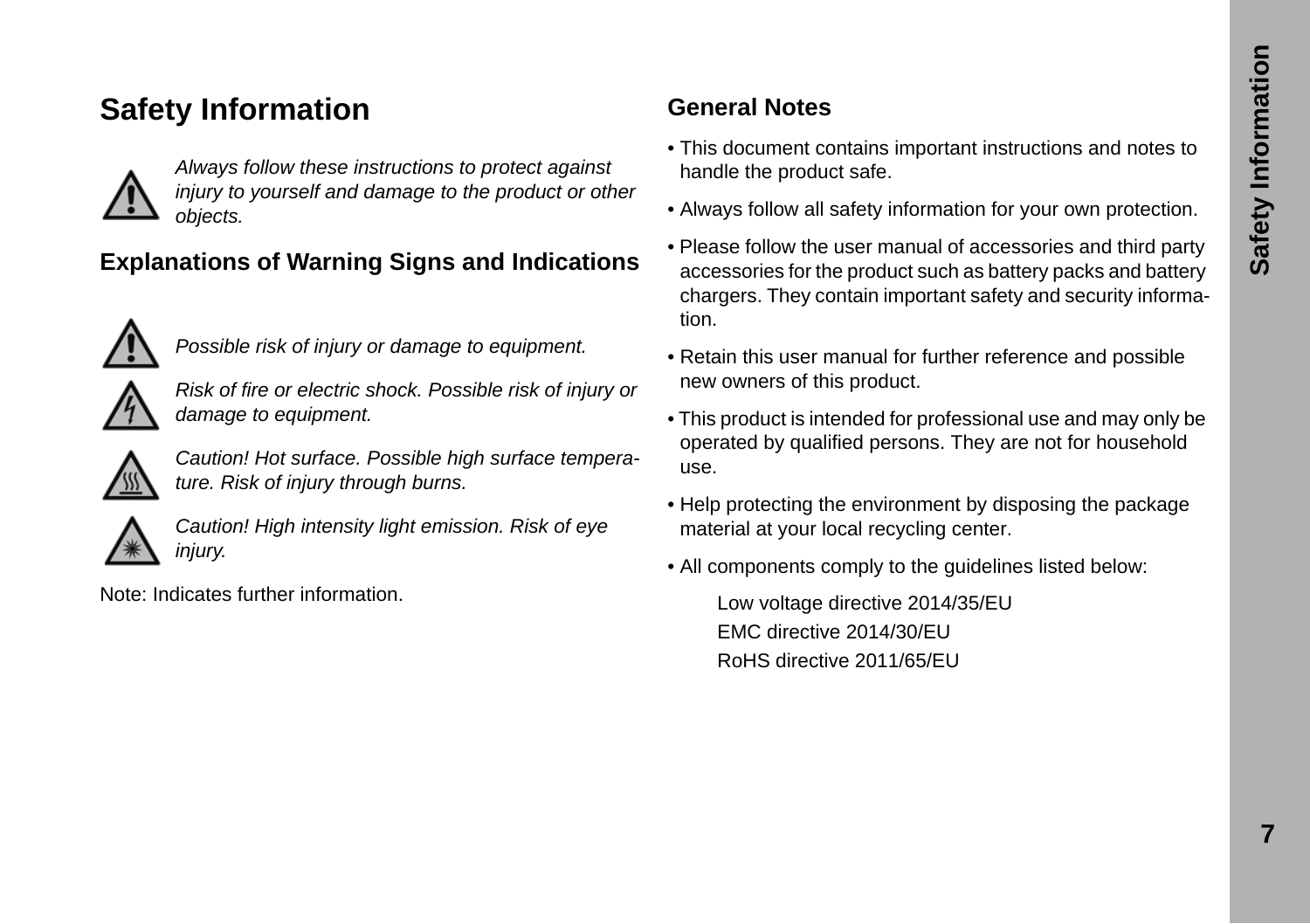# Safety Information

*Always follow these instructions to protect against injury to yourself and damage to the product or other objects.*

## Explanations of Warning Signs and Indications

*Possible risk of injury or damage to equipment.*

*Risk of fire or electric shock. Possible risk of injury or damage to equipment.*

*Caution! Hot surface. Possible high surface temperature. Risk of injury through burns.*

*Caution! High intensity light emission. Risk of eye injury.*

Note: Indicates further information.

## General Notes

- This document contains important instructions and notes to handle the product safe.
- Always follow all safety information for your own protection.
- Please follow the user manual of accessories and third party accessories for the product such as battery packs and battery chargers. They contain important safety and security information.
- Retain this user manual for further reference and possible new owners of this product.
- This product is intended for professional use and may only be operated by qualified persons. They are not for household use.
- Help protecting the environment by disposing the package material at your local recycling center.
- All components comply to the guidelines listed below:

    Low voltage directive 2014/35/EU
    EMC directive 2014/30/EU
    RoHS directive 2011/65/EU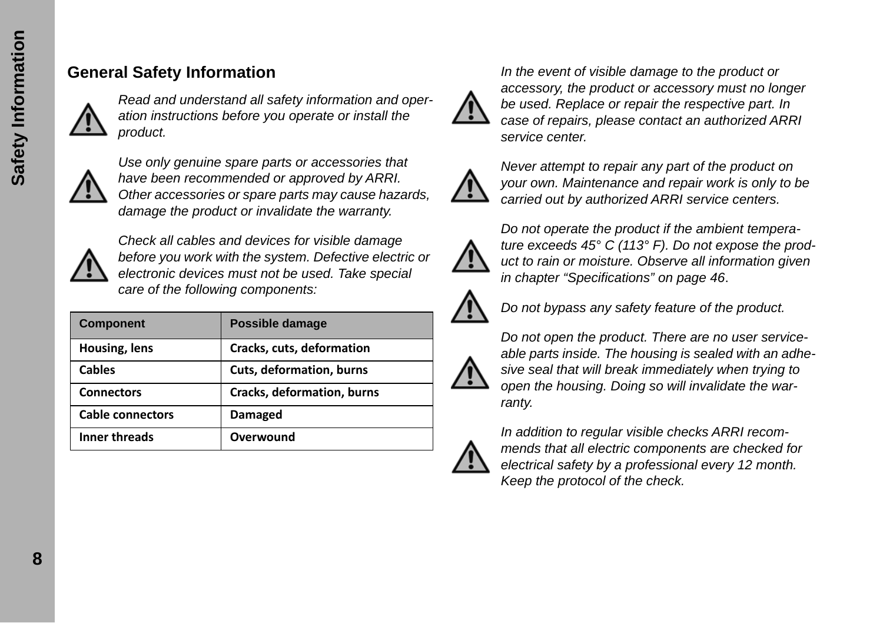## General Safety Information

*Read and understand all safety information and operation instructions before you operate or install the product.*

*Use only genuine spare parts or accessories that have been recommended or approved by ARRI. Other accessories or spare parts may cause hazards, damage the product or invalidate the warranty.*

*Check all cables and devices for visible damage before you work with the system. Defective electric or electronic devices must not be used. Take special care of the following components:*

| Component | Possible damage |
|---|---|
| Housing, lens | Cracks, cuts, deformation |
| Cables | Cuts, deformation, burns |
| Connectors | Cracks, deformation, burns |
| Cable connectors | Damaged |
| Inner threads | Overwound |

*In the event of visible damage to the product or accessory, the product or accessory must no longer be used. Replace or repair the respective part. In case of repairs, please contact an authorized ARRI service center.*

*Never attempt to repair any part of the product on your own. Maintenance and repair work is only to be carried out by authorized ARRI service centers.*

*Do not operate the product if the ambient temperature exceeds 45° C (113° F). Do not expose the product to rain or moisture. Observe all information given in chapter “Specifications” on page 46.*

*Do not bypass any safety feature of the product.*

*Do not open the product. There are no user serviceable parts inside. The housing is sealed with an adhesive seal that will break immediately when trying to open the housing. Doing so will invalidate the warranty.*

*In addition to regular visible checks ARRI recommends that all electric components are checked for electrical safety by a professional every 12 month. Keep the protocol of the check.*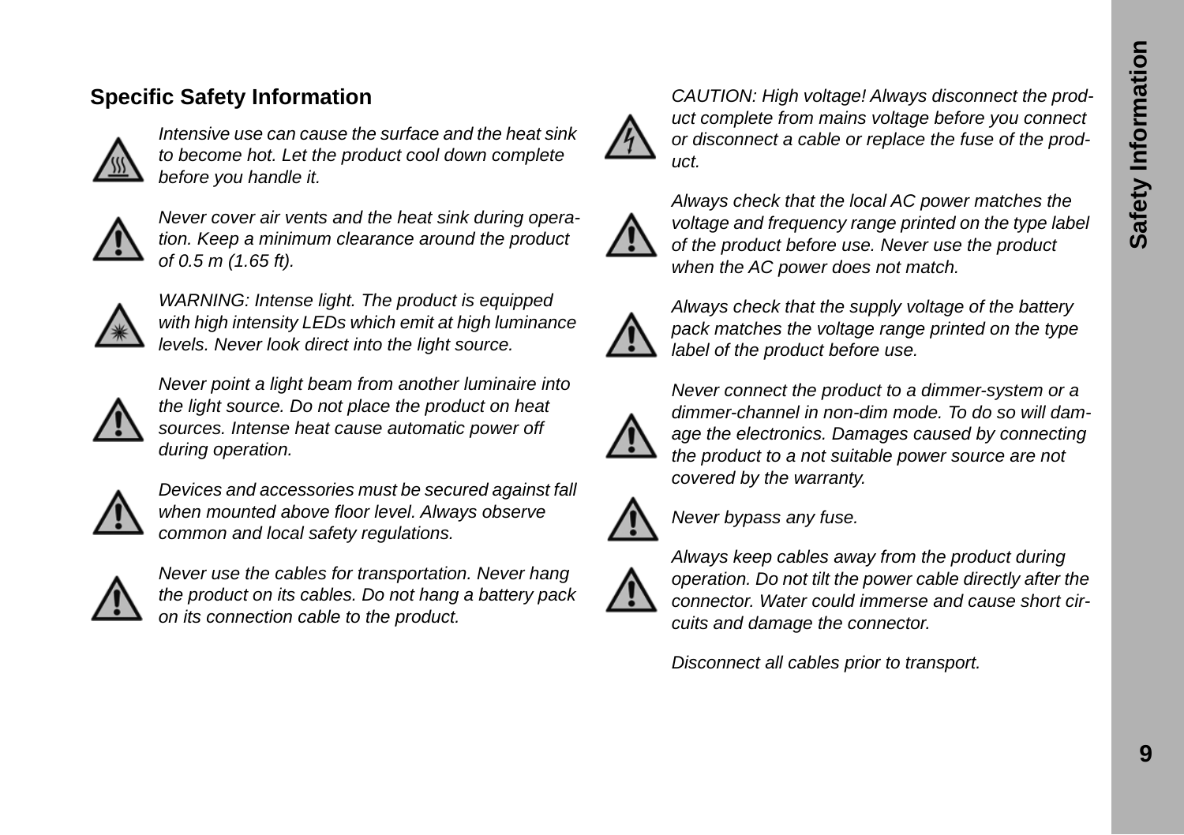## Specific Safety Information

*Intensive use can cause the surface and the heat sink to become hot. Let the product cool down complete before you handle it.*

*Never cover air vents and the heat sink during operation. Keep a minimum clearance around the product of 0.5 m (1.65 ft).*

*WARNING: Intense light. The product is equipped with high intensity LEDs which emit at high luminance levels. Never look direct into the light source.*

*Never point a light beam from another luminaire into the light source. Do not place the product on heat sources. Intense heat cause automatic power off during operation.*

*Devices and accessories must be secured against fall when mounted above floor level. Always observe common and local safety regulations.*

*Never use the cables for transportation. Never hang the product on its cables. Do not hang a battery pack on its connection cable to the product.*

*CAUTION: High voltage! Always disconnect the product complete from mains voltage before you connect or disconnect a cable or replace the fuse of the product.*

*Always check that the local AC power matches the voltage and frequency range printed on the type label of the product before use. Never use the product when the AC power does not match.*

*Always check that the supply voltage of the battery pack matches the voltage range printed on the type label of the product before use.*

*Never connect the product to a dimmer-system or a dimmer-channel in non-dim mode. To do so will damage the electronics. Damages caused by connecting the product to a not suitable power source are not covered by the warranty.*

*Never bypass any fuse.*

*Always keep cables away from the product during operation. Do not tilt the power cable directly after the connector. Water could immerse and cause short circuits and damage the connector.*

*Disconnect all cables prior to transport.*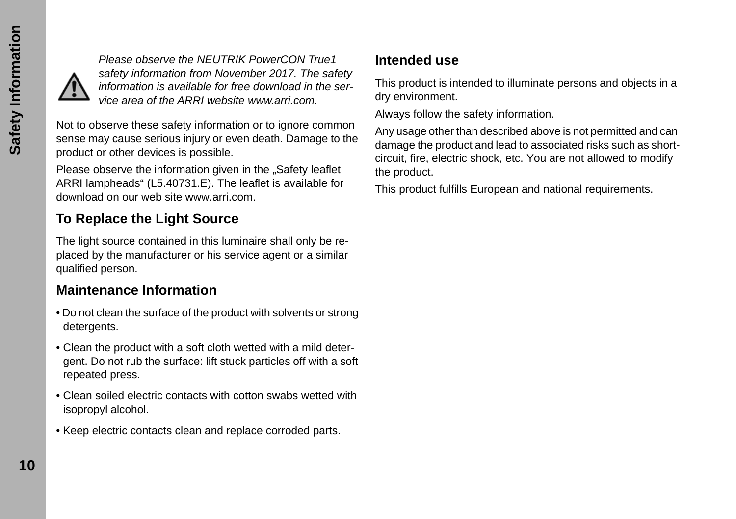*Please observe the NEUTRIK PowerCON True1 safety information from November 2017. The safety information is available for free download in the service area of the ARRI website www.arri.com.*

Not to observe these safety information or to ignore common sense may cause serious injury or even death. Damage to the product or other devices is possible.

Please observe the information given in the „Safety leaflet ARRI lampheads“ (L5.40731.E). The leaflet is available for download on our web site www.arri.com.

## To Replace the Light Source

The light source contained in this luminaire shall only be replaced by the manufacturer or his service agent or a similar qualified person.

## Maintenance Information

- Do not clean the surface of the product with solvents or strong detergents.
- Clean the product with a soft cloth wetted with a mild detergent. Do not rub the surface: lift stuck particles off with a soft repeated press.
- Clean soiled electric contacts with cotton swabs wetted with isopropyl alcohol.
- Keep electric contacts clean and replace corroded parts.

## Intended use

This product is intended to illuminate persons and objects in a dry environment.

Always follow the safety information.

Any usage other than described above is not permitted and can damage the product and lead to associated risks such as short-circuit, fire, electric shock, etc. You are not allowed to modify the product.

This product fulfills European and national requirements.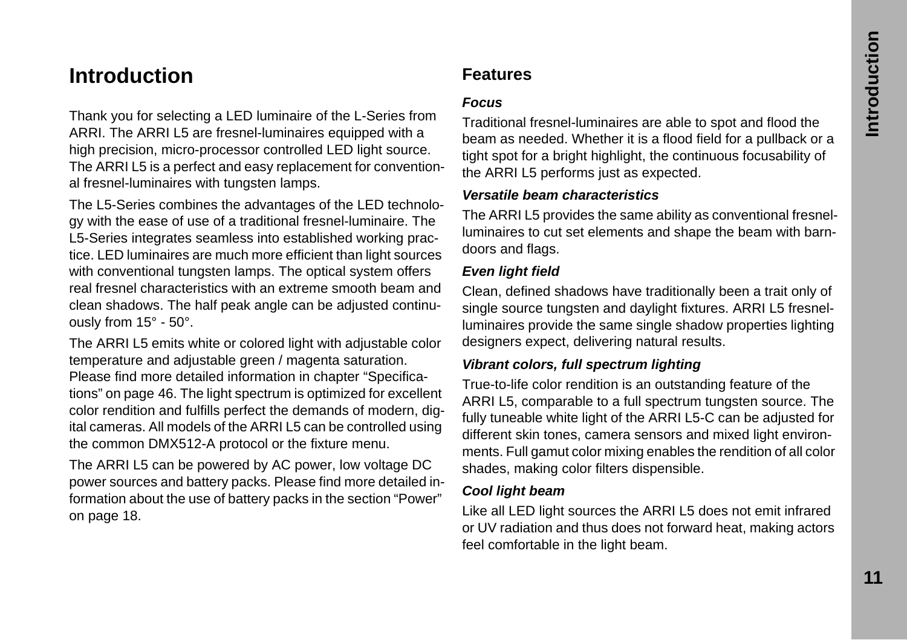# Introduction

Thank you for selecting a LED luminaire of the L-Series from ARRI. The ARRI L5 are fresnel-luminaires equipped with a high precision, micro-processor controlled LED light source. The ARRI L5 is a perfect and easy replacement for conventional fresnel-luminaires with tungsten lamps.

The L5-Series combines the advantages of the LED technology with the ease of use of a traditional fresnel-luminaire. The L5-Series integrates seamless into established working practice. LED luminaires are much more efficient than light sources with conventional tungsten lamps. The optical system offers real fresnel characteristics with an extreme smooth beam and clean shadows. The half peak angle can be adjusted continuously from 15° - 50°.

The ARRI L5 emits white or colored light with adjustable color temperature and adjustable green / magenta saturation. Please find more detailed information in chapter “Specifications” on page 46. The light spectrum is optimized for excellent color rendition and fulfills perfect the demands of modern, digital cameras. All models of the ARRI L5 can be controlled using the common DMX512-A protocol or the fixture menu.

The ARRI L5 can be powered by AC power, low voltage DC power sources and battery packs. Please find more detailed information about the use of battery packs in the section “Power” on page 18.

## Features

***Focus***

Traditional fresnel-luminaires are able to spot and flood the beam as needed. Whether it is a flood field for a pullback or a tight spot for a bright highlight, the continuous focusability of the ARRI L5 performs just as expected.

***Versatile beam characteristics***

The ARRI L5 provides the same ability as conventional fresnel-luminaires to cut set elements and shape the beam with barndoors and flags.

***Even light field***

Clean, defined shadows have traditionally been a trait only of single source tungsten and daylight fixtures. ARRI L5 fresnel-luminaires provide the same single shadow properties lighting designers expect, delivering natural results.

***Vibrant colors, full spectrum lighting***

True-to-life color rendition is an outstanding feature of the ARRI L5, comparable to a full spectrum tungsten source. The fully tuneable white light of the ARRI L5-C can be adjusted for different skin tones, camera sensors and mixed light environments. Full gamut color mixing enables the rendition of all color shades, making color filters dispensible.

***Cool light beam***

Like all LED light sources the ARRI L5 does not emit infrared or UV radiation and thus does not forward heat, making actors feel comfortable in the light beam.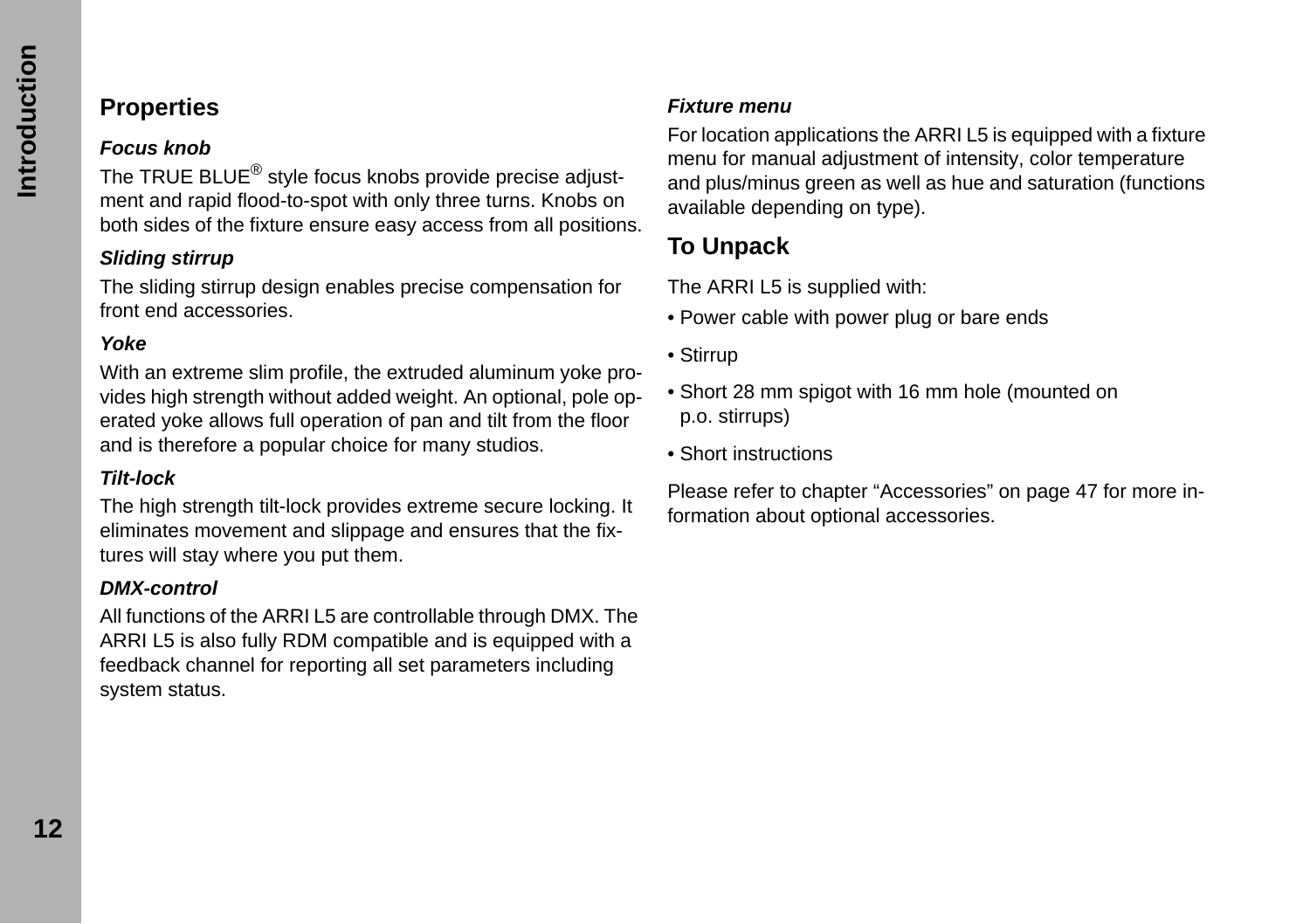## Properties

***Focus knob***

The TRUE BLUE® style focus knobs provide precise adjustment and rapid flood-to-spot with only three turns. Knobs on both sides of the fixture ensure easy access from all positions.

***Sliding stirrup***

The sliding stirrup design enables precise compensation for front end accessories.

***Yoke***

With an extreme slim profile, the extruded aluminum yoke provides high strength without added weight. An optional, pole operated yoke allows full operation of pan and tilt from the floor and is therefore a popular choice for many studios.

***Tilt-lock***

The high strength tilt-lock provides extreme secure locking. It eliminates movement and slippage and ensures that the fixtures will stay where you put them.

***DMX-control***

All functions of the ARRI L5 are controllable through DMX. The ARRI L5 is also fully RDM compatible and is equipped with a feedback channel for reporting all set parameters including system status.

***Fixture menu***

For location applications the ARRI L5 is equipped with a fixture menu for manual adjustment of intensity, color temperature and plus/minus green as well as hue and saturation (functions available depending on type).

## To Unpack

The ARRI L5 is supplied with:

- Power cable with power plug or bare ends
- Stirrup
- Short 28 mm spigot with 16 mm hole (mounted on p.o. stirrups)
- Short instructions

Please refer to chapter “Accessories” on page 47 for more information about optional accessories.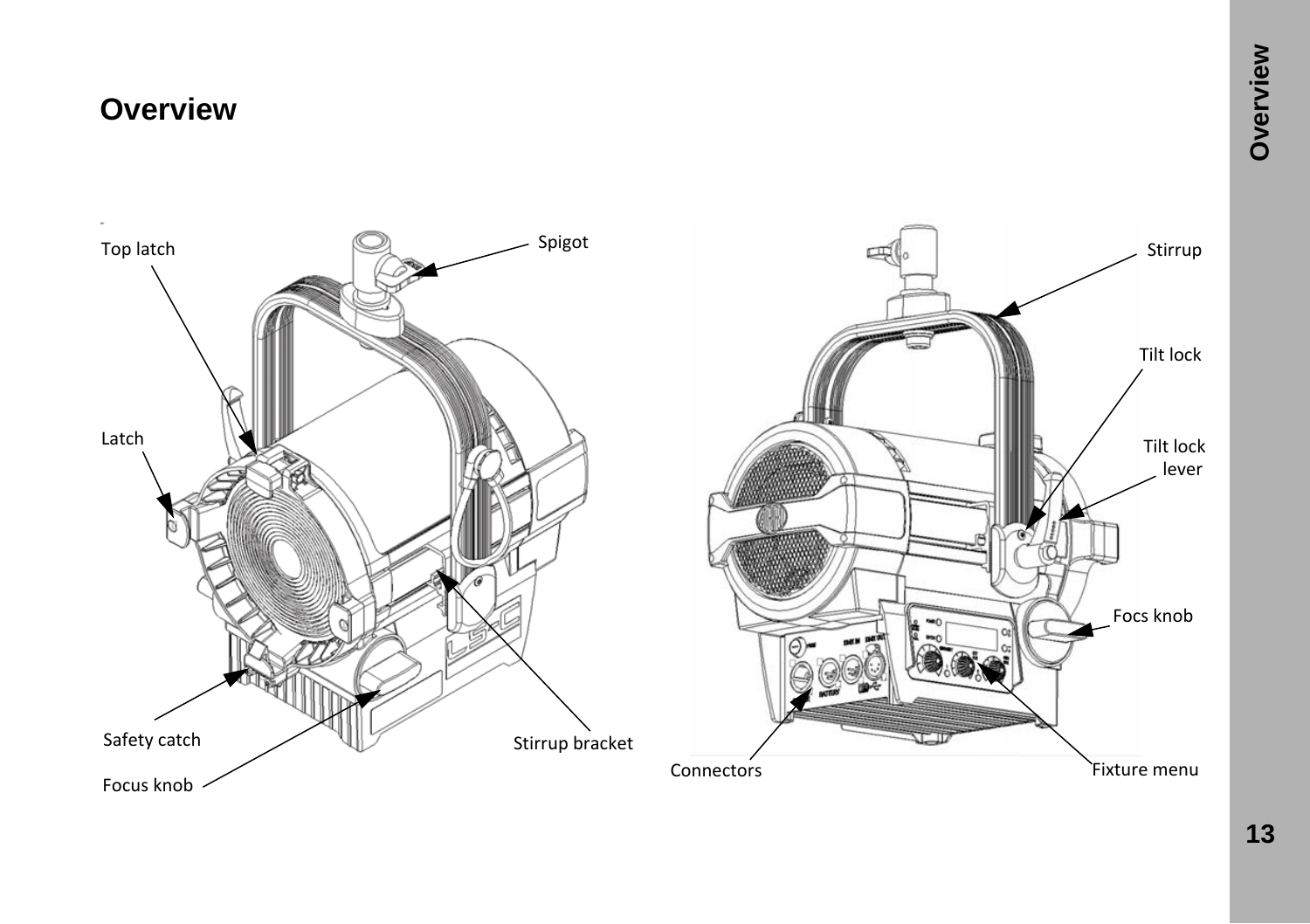# Overview

Top latch

Spigot

Latch

Safety catch

Focus knob

Stirrup bracket

Stirrup

Tilt lock

Tilt lock lever

Focs knob

Connectors

Fixture menu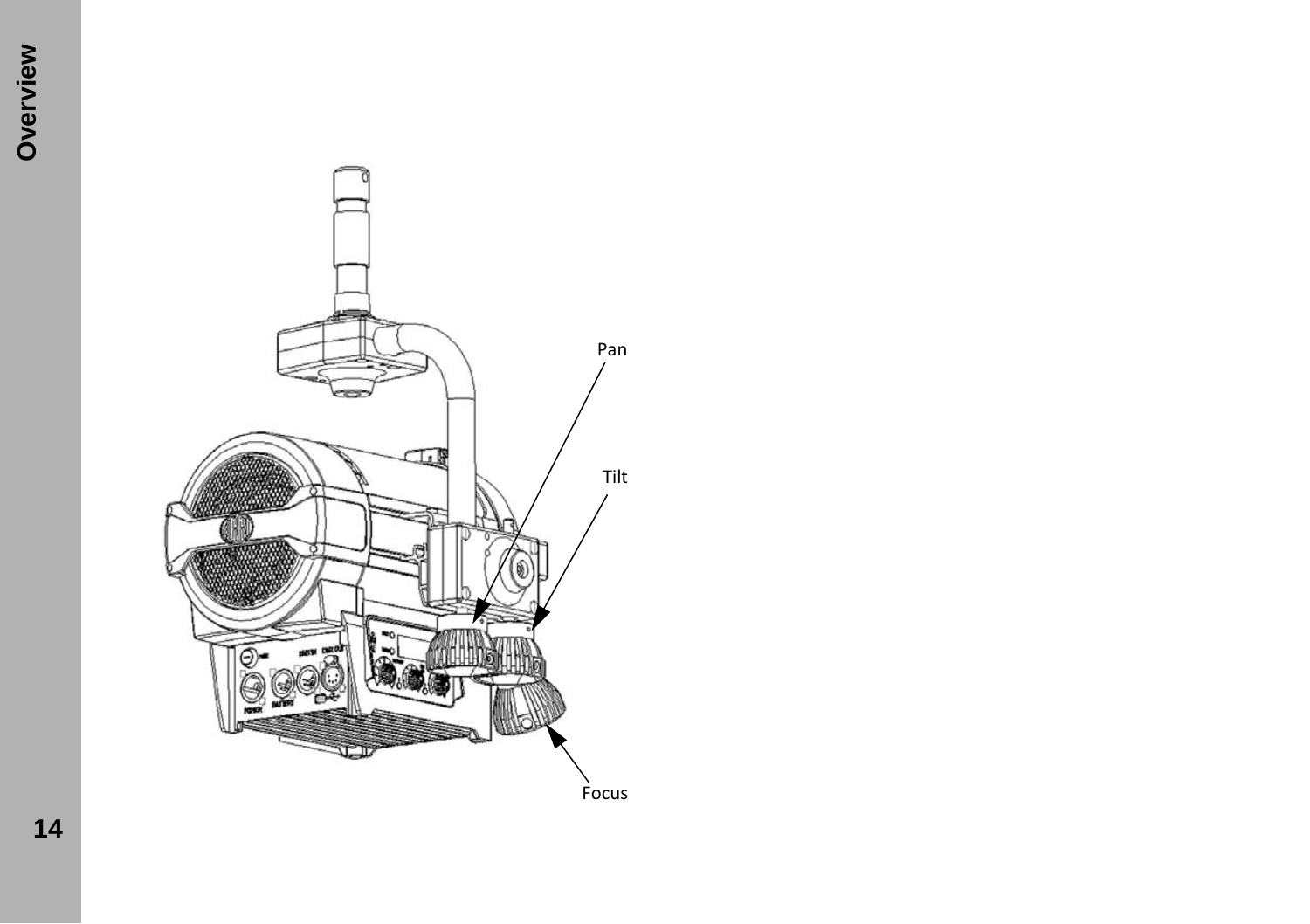Pan

Tilt

Focus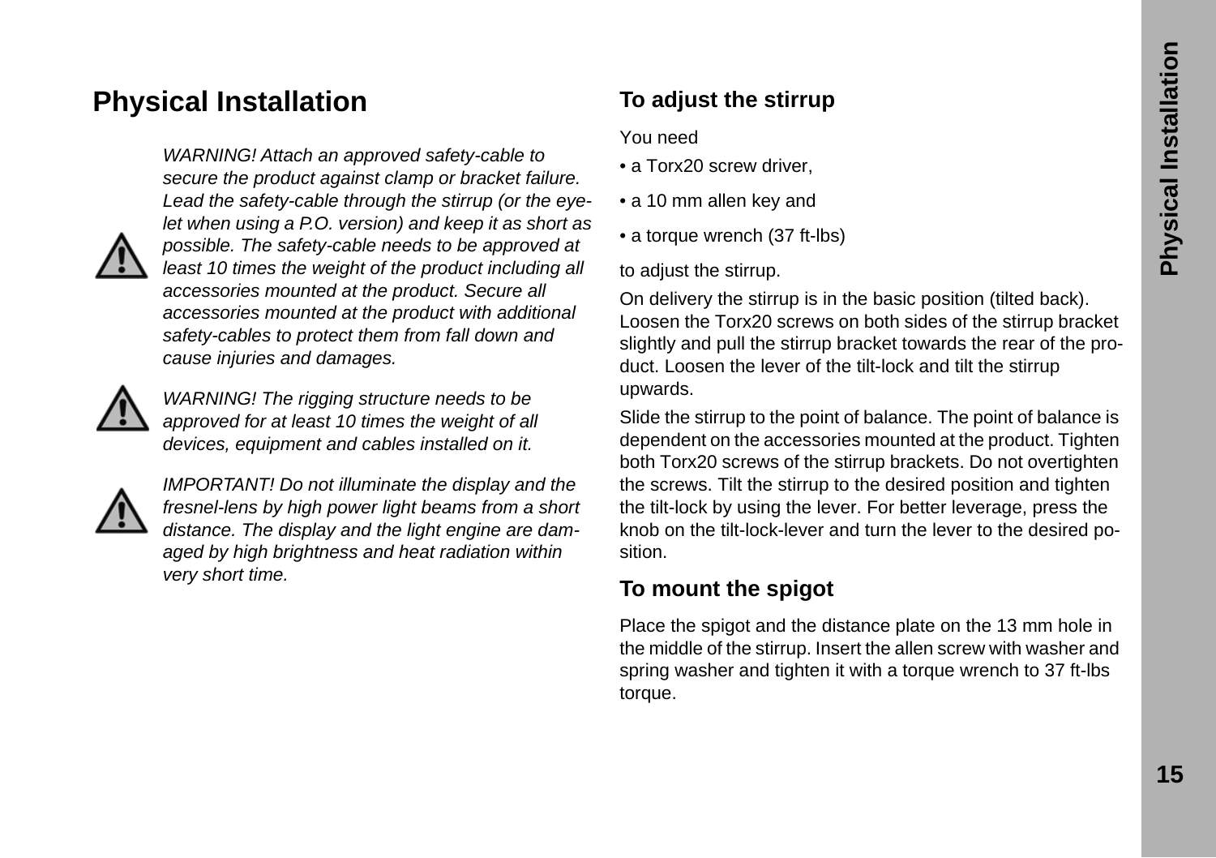# Physical Installation

*WARNING! Attach an approved safety-cable to secure the product against clamp or bracket failure. Lead the safety-cable through the stirrup (or the eye-let when using a P.O. version) and keep it as short as possible. The safety-cable needs to be approved at least 10 times the weight of the product including all accessories mounted at the product. Secure all accessories mounted at the product with additional safety-cables to protect them from fall down and cause injuries and damages.*

*WARNING! The rigging structure needs to be approved for at least 10 times the weight of all devices, equipment and cables installed on it.*

*IMPORTANT! Do not illuminate the display and the fresnel-lens by high power light beams from a short distance. The display and the light engine are damaged by high brightness and heat radiation within very short time.*

## To adjust the stirrup

You need

- a Torx20 screw driver,
- a 10 mm allen key and
- a torque wrench (37 ft-lbs)

to adjust the stirrup.

On delivery the stirrup is in the basic position (tilted back). Loosen the Torx20 screws on both sides of the stirrup bracket slightly and pull the stirrup bracket towards the rear of the product. Loosen the lever of the tilt-lock and tilt the stirrup upwards.

Slide the stirrup to the point of balance. The point of balance is dependent on the accessories mounted at the product. Tighten both Torx20 screws of the stirrup brackets. Do not overtighten the screws. Tilt the stirrup to the desired position and tighten the tilt-lock by using the lever. For better leverage, press the knob on the tilt-lock-lever and turn the lever to the desired position.

## To mount the spigot

Place the spigot and the distance plate on the 13 mm hole in the middle of the stirrup. Insert the allen screw with washer and spring washer and tighten it with a torque wrench to 37 ft-lbs torque.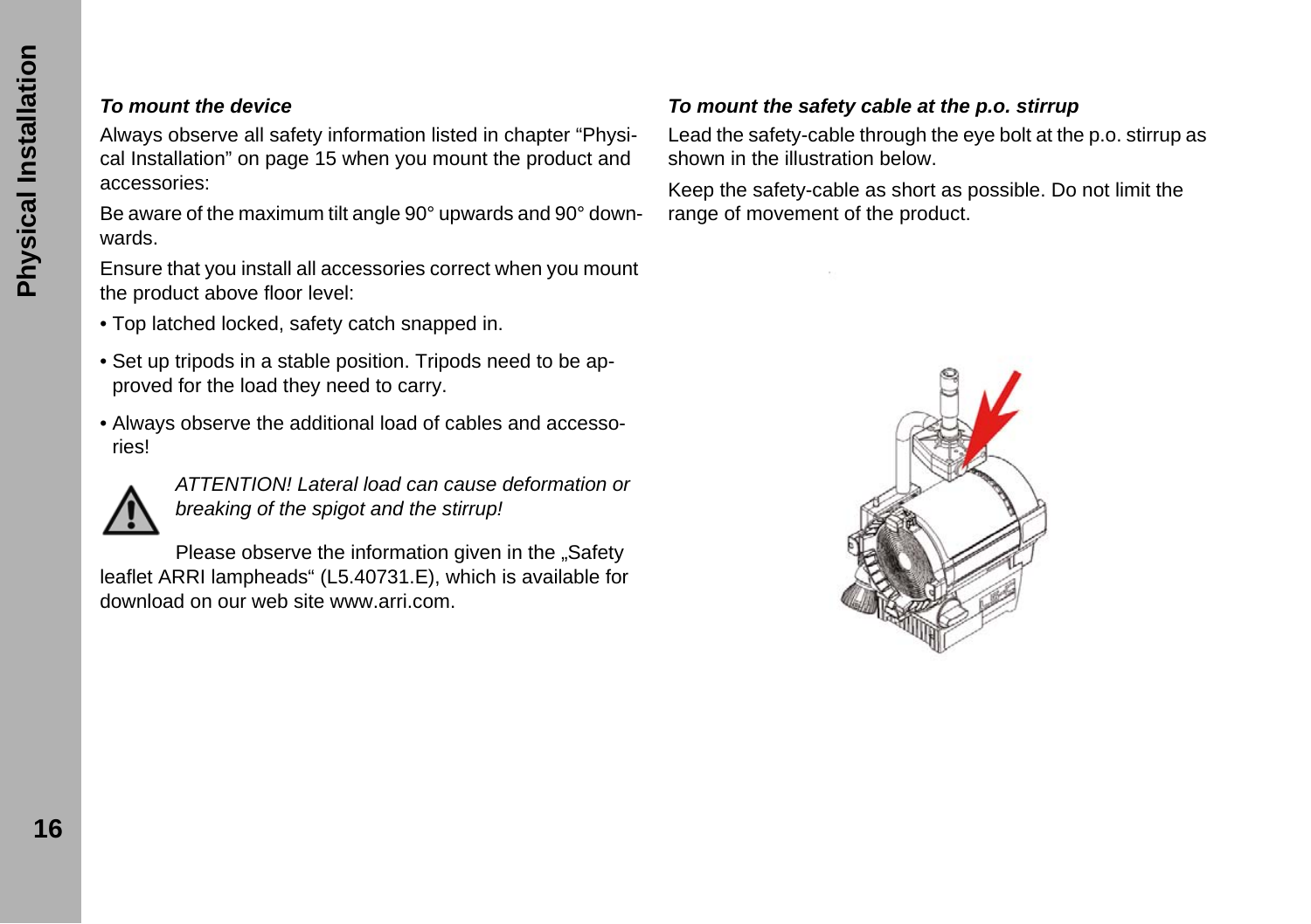### *To mount the device*

Always observe all safety information listed in chapter "Physical Installation" on page 15 when you mount the product and accessories:

Be aware of the maximum tilt angle 90° upwards and 90° downwards.

Ensure that you install all accessories correct when you mount the product above floor level:

- Top latched locked, safety catch snapped in.
- Set up tripods in a stable position. Tripods need to be approved for the load they need to carry.
- Always observe the additional load of cables and accessories!

*ATTENTION! Lateral load can cause deformation or breaking of the spigot and the stirrup!*

Please observe the information given in the „Safety leaflet ARRI lampheads" (L5.40731.E), which is available for download on our web site www.arri.com.

### *To mount the safety cable at the p.o. stirrup*

Lead the safety-cable through the eye bolt at the p.o. stirrup as shown in the illustration below.

Keep the safety-cable as short as possible. Do not limit the range of movement of the product.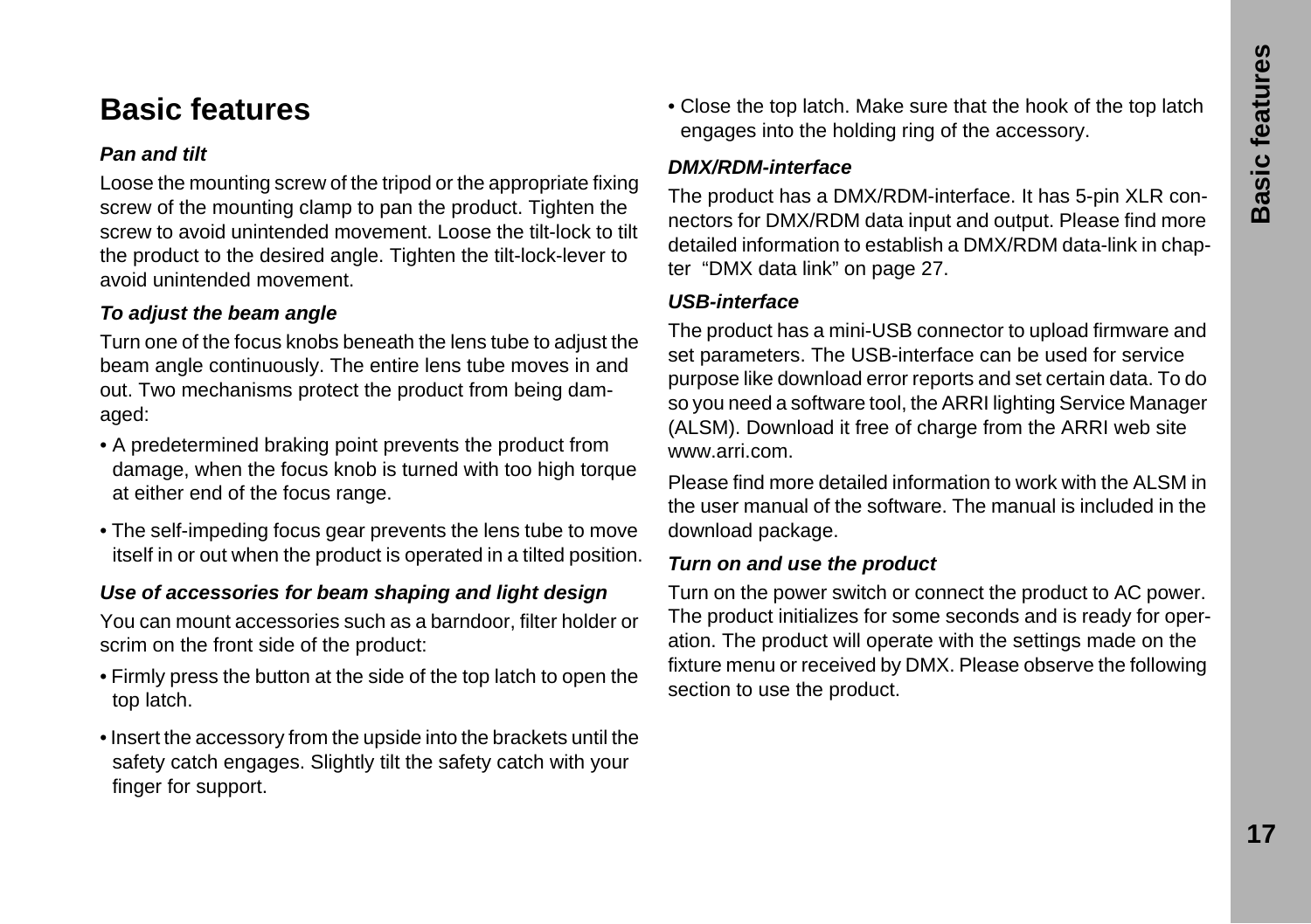# Basic features

### *Pan and tilt*

Loose the mounting screw of the tripod or the appropriate fixing screw of the mounting clamp to pan the product. Tighten the screw to avoid unintended movement. Loose the tilt-lock to tilt the product to the desired angle. Tighten the tilt-lock-lever to avoid unintended movement.

### *To adjust the beam angle*

Turn one of the focus knobs beneath the lens tube to adjust the beam angle continuously. The entire lens tube moves in and out. Two mechanisms protect the product from being damaged:

- A predetermined braking point prevents the product from damage, when the focus knob is turned with too high torque at either end of the focus range.
- The self-impeding focus gear prevents the lens tube to move itself in or out when the product is operated in a tilted position.

### *Use of accessories for beam shaping and light design*

You can mount accessories such as a barndoor, filter holder or scrim on the front side of the product:

- Firmly press the button at the side of the top latch to open the top latch.
- Insert the accessory from the upside into the brackets until the safety catch engages. Slightly tilt the safety catch with your finger for support.
- Close the top latch. Make sure that the hook of the top latch engages into the holding ring of the accessory.

### *DMX/RDM-interface*

The product has a DMX/RDM-interface. It has 5-pin XLR connectors for DMX/RDM data input and output. Please find more detailed information to establish a DMX/RDM data-link in chapter "DMX data link" on page 27.

### *USB-interface*

The product has a mini-USB connector to upload firmware and set parameters. The USB-interface can be used for service purpose like download error reports and set certain data. To do so you need a software tool, the ARRI lighting Service Manager (ALSM). Download it free of charge from the ARRI web site www.arri.com.

Please find more detailed information to work with the ALSM in the user manual of the software. The manual is included in the download package.

### *Turn on and use the product*

Turn on the power switch or connect the product to AC power. The product initializes for some seconds and is ready for operation. The product will operate with the settings made on the fixture menu or received by DMX. Please observe the following section to use the product.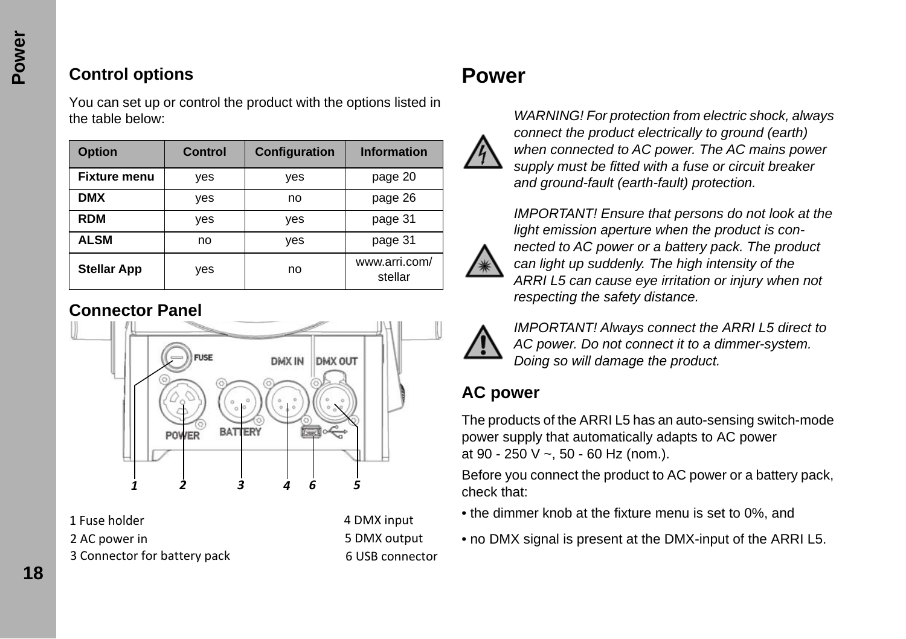## Control options

You can set up or control the product with the options listed in the table below:

| Option | Control | Configuration | Information |
|---|---|---|---|
| **Fixture menu** | yes | yes | page 20 |
| **DMX** | yes | no | page 26 |
| **RDM** | yes | yes | page 31 |
| **ALSM** | no | yes | page 31 |
| **Stellar App** | yes | no | www.arri.com/stellar |

## Connector Panel

1 Fuse holder
2 AC power in
3 Connector for battery pack
4 DMX input
5 DMX output
6 USB connector

# Power

*WARNING! For protection from electric shock, always connect the product electrically to ground (earth) when connected to AC power. The AC mains power supply must be fitted with a fuse or circuit breaker and ground-fault (earth-fault) protection.*

*IMPORTANT! Ensure that persons do not look at the light emission aperture when the product is connected to AC power or a battery pack. The product can light up suddenly. The high intensity of the ARRI L5 can cause eye irritation or injury when not respecting the safety distance.*

*IMPORTANT! Always connect the ARRI L5 direct to AC power. Do not connect it to a dimmer-system. Doing so will damage the product.*

## AC power

The products of the ARRI L5 has an auto-sensing switch-mode power supply that automatically adapts to AC power at 90 - 250 V ~, 50 - 60 Hz (nom.).

Before you connect the product to AC power or a battery pack, check that:

- the dimmer knob at the fixture menu is set to 0%, and
- no DMX signal is present at the DMX-input of the ARRI L5.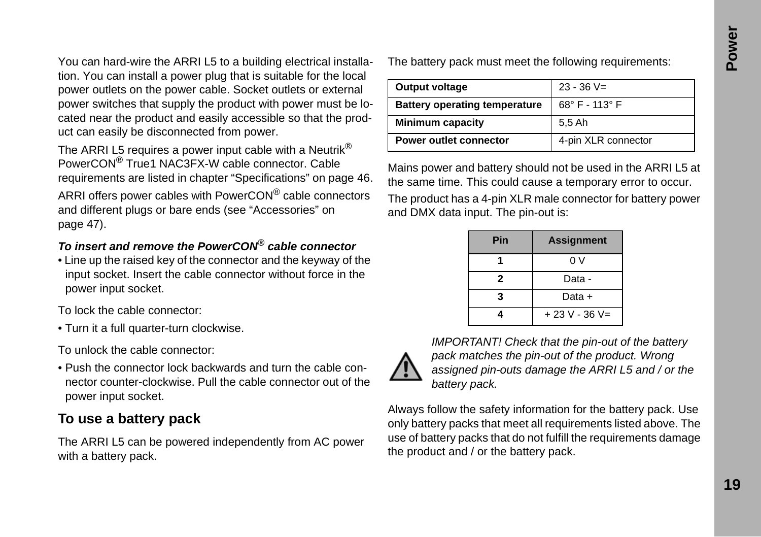You can hard-wire the ARRI L5 to a building electrical installation. You can install a power plug that is suitable for the local power outlets on the power cable. Socket outlets or external power switches that supply the product with power must be located near the product and easily accessible so that the product can easily be disconnected from power.

The ARRI L5 requires a power input cable with a Neutrik® PowerCON® True1 NAC3FX-W cable connector. Cable requirements are listed in chapter “Specifications” on page 46.

ARRI offers power cables with PowerCON® cable connectors and different plugs or bare ends (see “Accessories” on page 47).

***To insert and remove the PowerCON® cable connector***

- Line up the raised key of the connector and the keyway of the input socket. Insert the cable connector without force in the power input socket.

To lock the cable connector:

- Turn it a full quarter-turn clockwise.

To unlock the cable connector:

- Push the connector lock backwards and turn the cable connector counter-clockwise. Pull the cable connector out of the power input socket.

## To use a battery pack

The ARRI L5 can be powered independently from AC power with a battery pack.

The battery pack must meet the following requirements:

| | |
|---|---|
| **Output voltage** | 23 - 36 V= |
| **Battery operating temperature** | 68° F - 113° F |
| **Minimum capacity** | 5,5 Ah |
| **Power outlet connector** | 4-pin XLR connector |

Mains power and battery should not be used in the ARRI L5 at the same time. This could cause a temporary error to occur.

The product has a 4-pin XLR male connector for battery power and DMX data input. The pin-out is:

| Pin | Assignment |
|---|---|
| **1** | 0 V |
| **2** | Data - |
| **3** | Data + |
| **4** | + 23 V - 36 V= |

*IMPORTANT! Check that the pin-out of the battery pack matches the pin-out of the product. Wrong assigned pin-outs damage the ARRI L5 and / or the battery pack.*

Always follow the safety information for the battery pack. Use only battery packs that meet all requirements listed above. The use of battery packs that do not fulfill the requirements damage the product and / or the battery pack.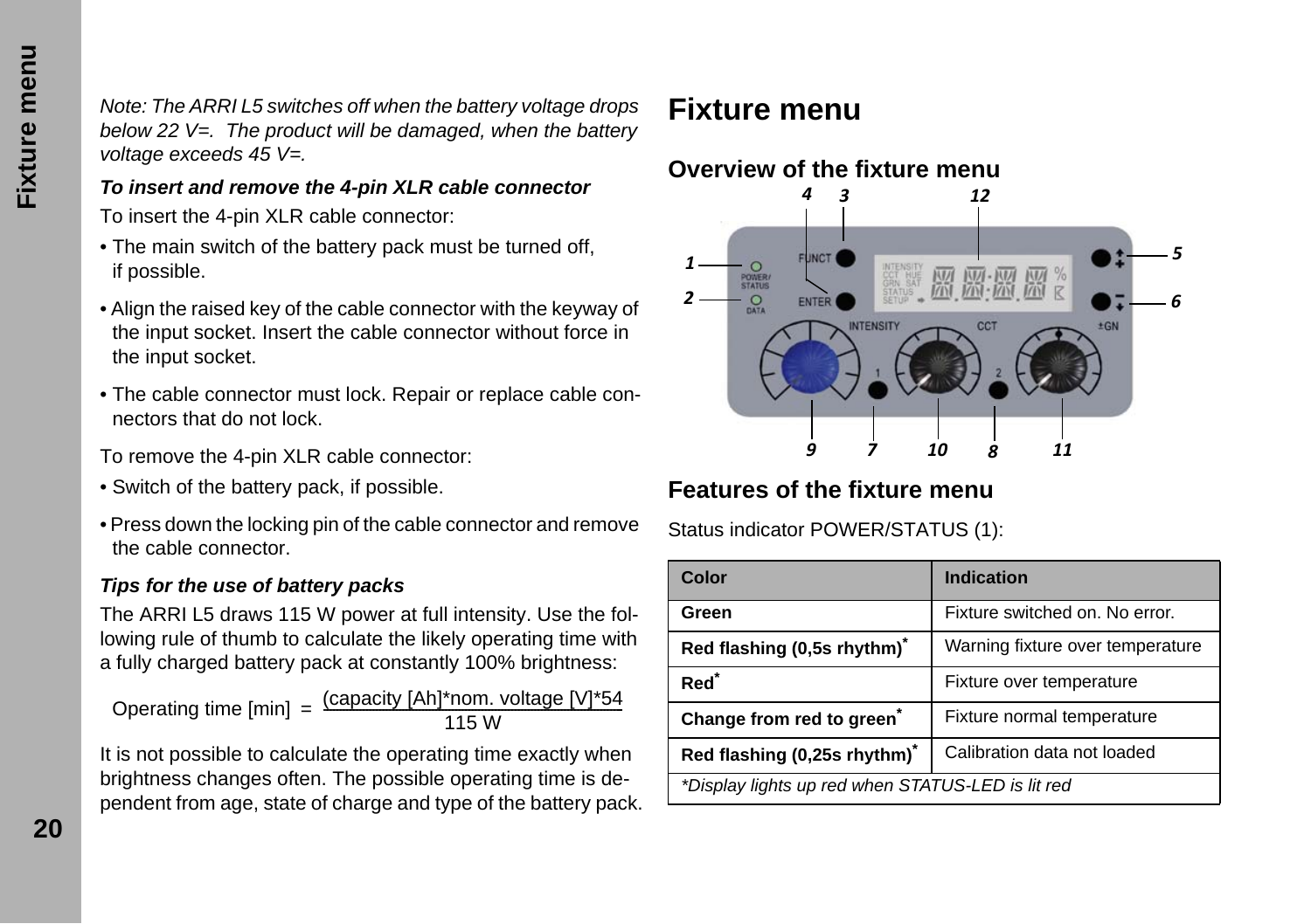*Note: The ARRI L5 switches off when the battery voltage drops below 22 V=. The product will be damaged, when the battery voltage exceeds 45 V=.*

***To insert and remove the 4-pin XLR cable connector***

To insert the 4-pin XLR cable connector:

- The main switch of the battery pack must be turned off, if possible.
- Align the raised key of the cable connector with the keyway of the input socket. Insert the cable connector without force in the input socket.
- The cable connector must lock. Repair or replace cable connectors that do not lock.

To remove the 4-pin XLR cable connector:

- Switch of the battery pack, if possible.
- Press down the locking pin of the cable connector and remove the cable connector.

***Tips for the use of battery packs***

The ARRI L5 draws 115 W power at full intensity. Use the following rule of thumb to calculate the likely operating time with a fully charged battery pack at constantly 100% brightness:

$$\text{Operating time [min]} = \frac{\text{(capacity [Ah]*nom. voltage [V]*54}}{\text{115 W}}$$

It is not possible to calculate the operating time exactly when brightness changes often. The possible operating time is dependent from age, state of charge and type of the battery pack.

# Fixture menu

## Overview of the fixture menu

## Features of the fixture menu

Status indicator POWER/STATUS (1):

| Color | Indication |
|---|---|
| **Green** | Fixture switched on. No error. |
| **Red flashing (0,5s rhythm)*** | Warning fixture over temperature |
| **Red*** | Fixture over temperature |
| **Change from red to green*** | Fixture normal temperature |
| **Red flashing (0,25s rhythm)*** | Calibration data not loaded |

*\*Display lights up red when STATUS-LED is lit red*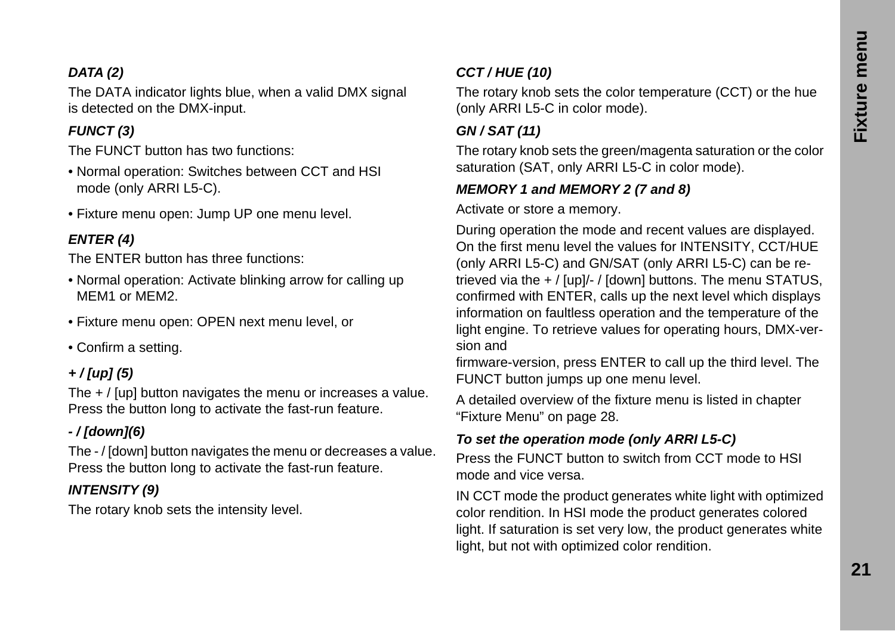### DATA (2)

The DATA indicator lights blue, when a valid DMX signal is detected on the DMX-input.

### FUNCT (3)

The FUNCT button has two functions:

- Normal operation: Switches between CCT and HSI mode (only ARRI L5-C).
- Fixture menu open: Jump UP one menu level.

### ENTER (4)

The ENTER button has three functions:

- Normal operation: Activate blinking arrow for calling up MEM1 or MEM2.
- Fixture menu open: OPEN next menu level, or
- Confirm a setting.

### + / [up] (5)

The + / [up] button navigates the menu or increases a value. Press the button long to activate the fast-run feature.

### - / [down](6)

The - / [down] button navigates the menu or decreases a value. Press the button long to activate the fast-run feature.

### INTENSITY (9)

The rotary knob sets the intensity level.

### CCT / HUE (10)

The rotary knob sets the color temperature (CCT) or the hue (only ARRI L5-C in color mode).

### GN / SAT (11)

The rotary knob sets the green/magenta saturation or the color saturation (SAT, only ARRI L5-C in color mode).

### MEMORY 1 and MEMORY 2 (7 and 8)

Activate or store a memory.

During operation the mode and recent values are displayed. On the first menu level the values for INTENSITY, CCT/HUE (only ARRI L5-C) and GN/SAT (only ARRI L5-C) can be retrieved via the + / [up]/- / [down] buttons. The menu STATUS, confirmed with ENTER, calls up the next level which displays information on faultless operation and the temperature of the light engine. To retrieve values for operating hours, DMX-version and

firmware-version, press ENTER to call up the third level. The FUNCT button jumps up one menu level.

A detailed overview of the fixture menu is listed in chapter “Fixture Menu” on page 28.

### To set the operation mode (only ARRI L5-C)

Press the FUNCT button to switch from CCT mode to HSI mode and vice versa.

IN CCT mode the product generates white light with optimized color rendition. In HSI mode the product generates colored light. If saturation is set very low, the product generates white light, but not with optimized color rendition.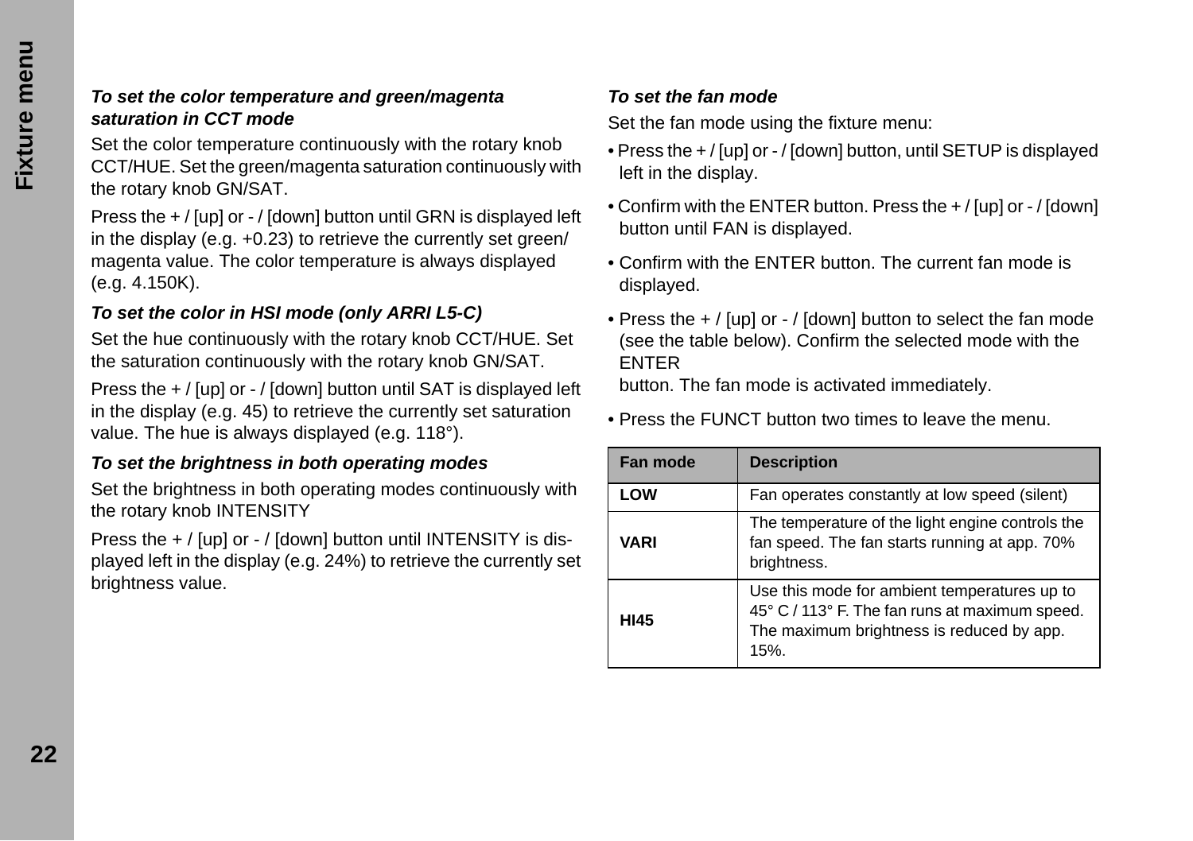**_To set the color temperature and green/magenta saturation in CCT mode_**

Set the color temperature continuously with the rotary knob CCT/HUE. Set the green/magenta saturation continuously with the rotary knob GN/SAT.

Press the + / [up] or - / [down] button until GRN is displayed left in the display (e.g. +0.23) to retrieve the currently set green/ magenta value. The color temperature is always displayed (e.g. 4.150K).

**_To set the color in HSI mode (only ARRI L5-C)_**

Set the hue continuously with the rotary knob CCT/HUE. Set the saturation continuously with the rotary knob GN/SAT.

Press the + / [up] or - / [down] button until SAT is displayed left in the display (e.g. 45) to retrieve the currently set saturation value. The hue is always displayed (e.g. 118°).

**_To set the brightness in both operating modes_**

Set the brightness in both operating modes continuously with the rotary knob INTENSITY

Press the + / [up] or - / [down] button until INTENSITY is displayed left in the display (e.g. 24%) to retrieve the currently set brightness value.

**_To set the fan mode_**

Set the fan mode using the fixture menu:

- Press the + / [up] or - / [down] button, until SETUP is displayed left in the display.
- Confirm with the ENTER button. Press the + / [up] or - / [down] button until FAN is displayed.
- Confirm with the ENTER button. The current fan mode is displayed.
- Press the + / [up] or - / [down] button to select the fan mode (see the table below). Confirm the selected mode with the ENTER button. The fan mode is activated immediately.
- Press the FUNCT button two times to leave the menu.

| Fan mode | Description |
|---|---|
| **LOW** | Fan operates constantly at low speed (silent) |
| **VARI** | The temperature of the light engine controls the fan speed. The fan starts running at app. 70% brightness. |
| **HI45** | Use this mode for ambient temperatures up to 45° C / 113° F. The fan runs at maximum speed. The maximum brightness is reduced by app. 15%. |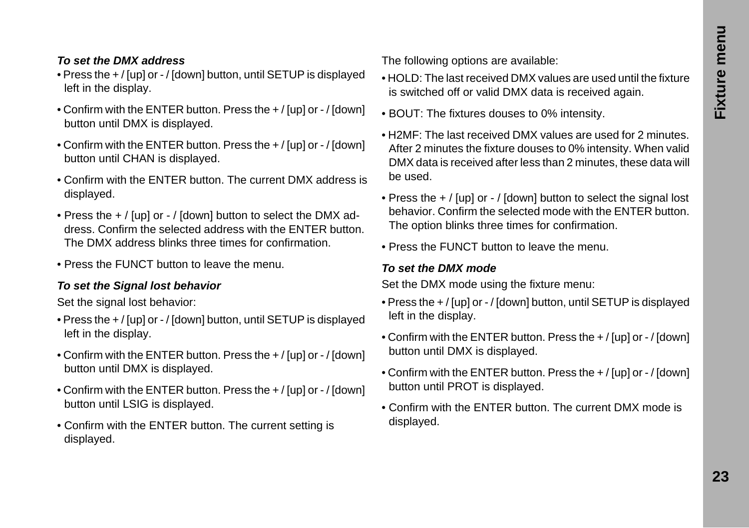### *To set the DMX address*

- Press the + / [up] or - / [down] button, until SETUP is displayed left in the display.
- Confirm with the ENTER button. Press the + / [up] or - / [down] button until DMX is displayed.
- Confirm with the ENTER button. Press the + / [up] or - / [down] button until CHAN is displayed.
- Confirm with the ENTER button. The current DMX address is displayed.
- Press the + / [up] or - / [down] button to select the DMX address. Confirm the selected address with the ENTER button. The DMX address blinks three times for confirmation.
- Press the FUNCT button to leave the menu.

### *To set the Signal lost behavior*

Set the signal lost behavior:

- Press the + / [up] or - / [down] button, until SETUP is displayed left in the display.
- Confirm with the ENTER button. Press the + / [up] or - / [down] button until DMX is displayed.
- Confirm with the ENTER button. Press the + / [up] or - / [down] button until LSIG is displayed.
- Confirm with the ENTER button. The current setting is displayed.

The following options are available:

- HOLD: The last received DMX values are used until the fixture is switched off or valid DMX data is received again.
- BOUT: The fixtures douses to 0% intensity.
- H2MF: The last received DMX values are used for 2 minutes. After 2 minutes the fixture douses to 0% intensity. When valid DMX data is received after less than 2 minutes, these data will be used.
- Press the + / [up] or - / [down] button to select the signal lost behavior. Confirm the selected mode with the ENTER button. The option blinks three times for confirmation.
- Press the FUNCT button to leave the menu.

### *To set the DMX mode*

Set the DMX mode using the fixture menu:

- Press the + / [up] or - / [down] button, until SETUP is displayed left in the display.
- Confirm with the ENTER button. Press the + / [up] or - / [down] button until DMX is displayed.
- Confirm with the ENTER button. Press the + / [up] or - / [down] button until PROT is displayed.
- Confirm with the ENTER button. The current DMX mode is displayed.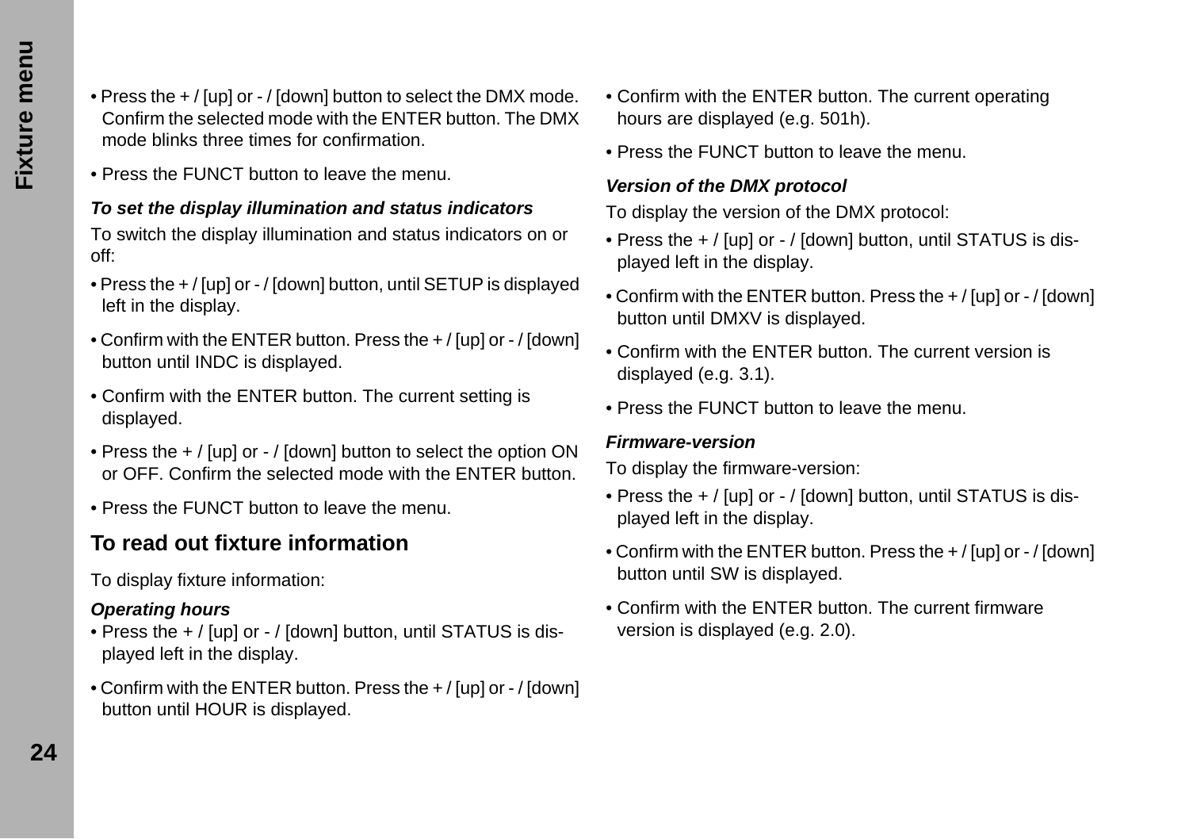- Press the + / [up] or - / [down] button to select the DMX mode. Confirm the selected mode with the ENTER button. The DMX mode blinks three times for confirmation.
- Press the FUNCT button to leave the menu.

***To set the display illumination and status indicators***

To switch the display illumination and status indicators on or off:

- Press the + / [up] or - / [down] button, until SETUP is displayed left in the display.
- Confirm with the ENTER button. Press the + / [up] or - / [down] button until INDC is displayed.
- Confirm with the ENTER button. The current setting is displayed.
- Press the + / [up] or - / [down] button to select the option ON or OFF. Confirm the selected mode with the ENTER button.
- Press the FUNCT button to leave the menu.

## To read out fixture information

To display fixture information:

***Operating hours***

- Press the + / [up] or - / [down] button, until STATUS is displayed left in the display.
- Confirm with the ENTER button. Press the + / [up] or - / [down] button until HOUR is displayed.
- Confirm with the ENTER button. The current operating hours are displayed (e.g. 501h).
- Press the FUNCT button to leave the menu.

***Version of the DMX protocol***

To display the version of the DMX protocol:

- Press the + / [up] or - / [down] button, until STATUS is displayed left in the display.
- Confirm with the ENTER button. Press the + / [up] or - / [down] button until DMXV is displayed.
- Confirm with the ENTER button. The current version is displayed (e.g. 3.1).
- Press the FUNCT button to leave the menu.

***Firmware-version***

To display the firmware-version:

- Press the + / [up] or - / [down] button, until STATUS is displayed left in the display.
- Confirm with the ENTER button. Press the + / [up] or - / [down] button until SW is displayed.
- Confirm with the ENTER button. The current firmware version is displayed (e.g. 2.0).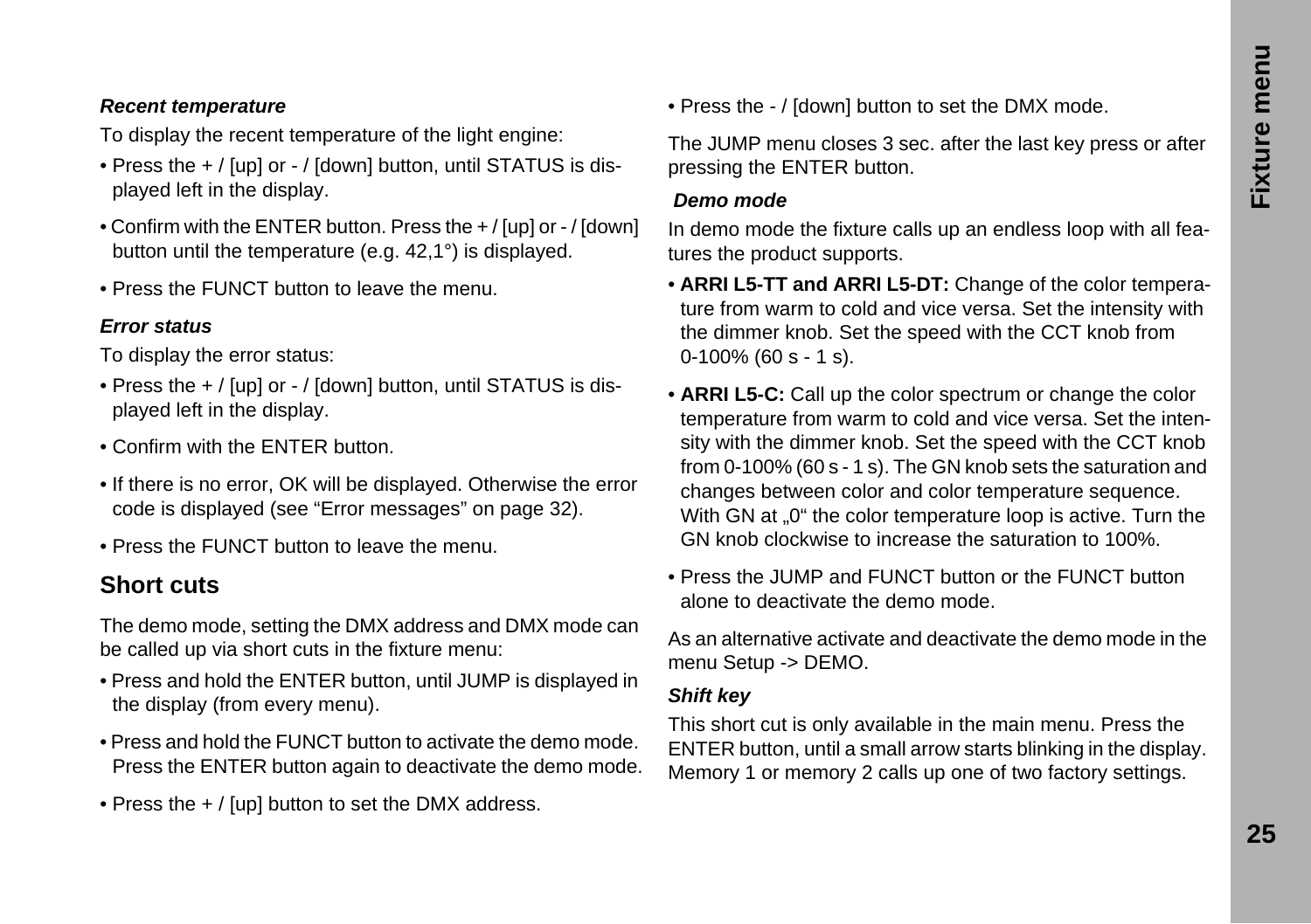### *Recent temperature*

To display the recent temperature of the light engine:

- Press the + / [up] or - / [down] button, until STATUS is displayed left in the display.
- Confirm with the ENTER button. Press the + / [up] or - / [down] button until the temperature (e.g. 42,1°) is displayed.
- Press the FUNCT button to leave the menu.

### *Error status*

To display the error status:

- Press the + / [up] or - / [down] button, until STATUS is displayed left in the display.
- Confirm with the ENTER button.
- If there is no error, OK will be displayed. Otherwise the error code is displayed (see “Error messages” on page 32).
- Press the FUNCT button to leave the menu.

## Short cuts

The demo mode, setting the DMX address and DMX mode can be called up via short cuts in the fixture menu:

- Press and hold the ENTER button, until JUMP is displayed in the display (from every menu).
- Press and hold the FUNCT button to activate the demo mode. Press the ENTER button again to deactivate the demo mode.
- Press the + / [up] button to set the DMX address.
- Press the - / [down] button to set the DMX mode.

The JUMP menu closes 3 sec. after the last key press or after pressing the ENTER button.

### *Demo mode*

In demo mode the fixture calls up an endless loop with all features the product supports.

- **ARRI L5-TT and ARRI L5-DT:** Change of the color temperature from warm to cold and vice versa. Set the intensity with the dimmer knob. Set the speed with the CCT knob from 0-100% (60 s - 1 s).
- **ARRI L5-C:** Call up the color spectrum or change the color temperature from warm to cold and vice versa. Set the intensity with the dimmer knob. Set the speed with the CCT knob from 0-100% (60 s - 1 s). The GN knob sets the saturation and changes between color and color temperature sequence. With GN at „0“ the color temperature loop is active. Turn the GN knob clockwise to increase the saturation to 100%.
- Press the JUMP and FUNCT button or the FUNCT button alone to deactivate the demo mode.

As an alternative activate and deactivate the demo mode in the menu Setup -> DEMO.

### *Shift key*

This short cut is only available in the main menu. Press the ENTER button, until a small arrow starts blinking in the display. Memory 1 or memory 2 calls up one of two factory settings.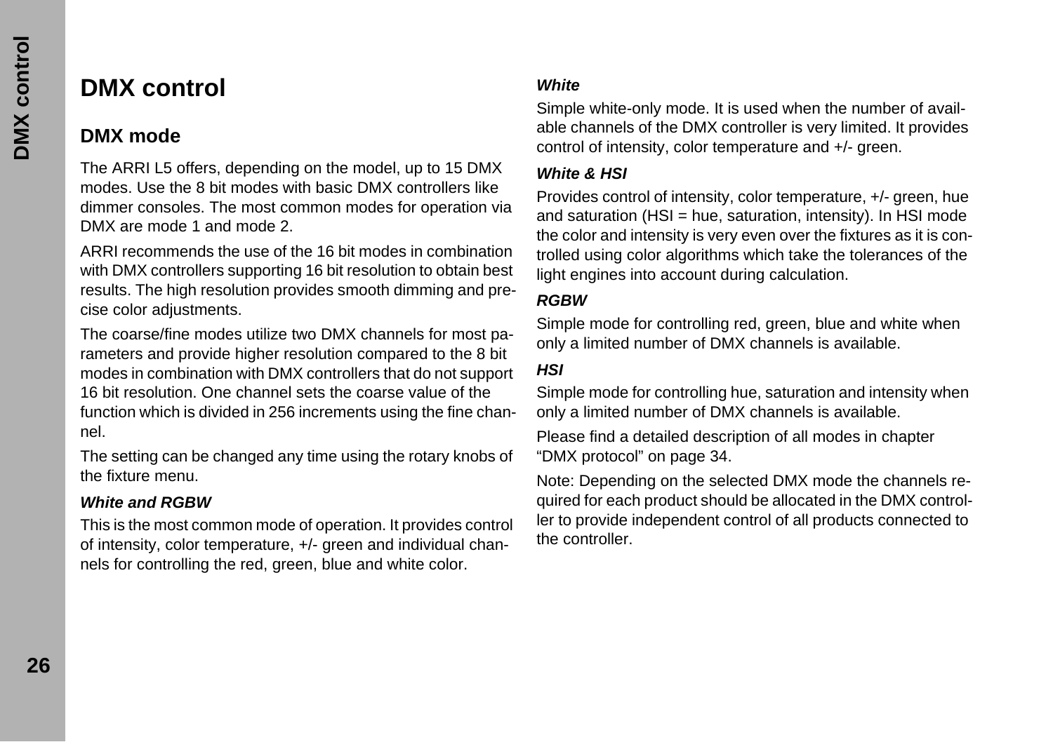# DMX control

## DMX mode

The ARRI L5 offers, depending on the model, up to 15 DMX modes. Use the 8 bit modes with basic DMX controllers like dimmer consoles. The most common modes for operation via DMX are mode 1 and mode 2.

ARRI recommends the use of the 16 bit modes in combination with DMX controllers supporting 16 bit resolution to obtain best results. The high resolution provides smooth dimming and precise color adjustments.

The coarse/fine modes utilize two DMX channels for most parameters and provide higher resolution compared to the 8 bit modes in combination with DMX controllers that do not support 16 bit resolution. One channel sets the coarse value of the function which is divided in 256 increments using the fine channel.

The setting can be changed any time using the rotary knobs of the fixture menu.

***White and RGBW***

This is the most common mode of operation. It provides control of intensity, color temperature, +/- green and individual channels for controlling the red, green, blue and white color.

***White***

Simple white-only mode. It is used when the number of available channels of the DMX controller is very limited. It provides control of intensity, color temperature and +/- green.

***White & HSI***

Provides control of intensity, color temperature, +/- green, hue and saturation (HSI = hue, saturation, intensity). In HSI mode the color and intensity is very even over the fixtures as it is controlled using color algorithms which take the tolerances of the light engines into account during calculation.

***RGBW***

Simple mode for controlling red, green, blue and white when only a limited number of DMX channels is available.

***HSI***

Simple mode for controlling hue, saturation and intensity when only a limited number of DMX channels is available.

Please find a detailed description of all modes in chapter “DMX protocol” on page 34.

Note: Depending on the selected DMX mode the channels required for each product should be allocated in the DMX controller to provide independent control of all products connected to the controller.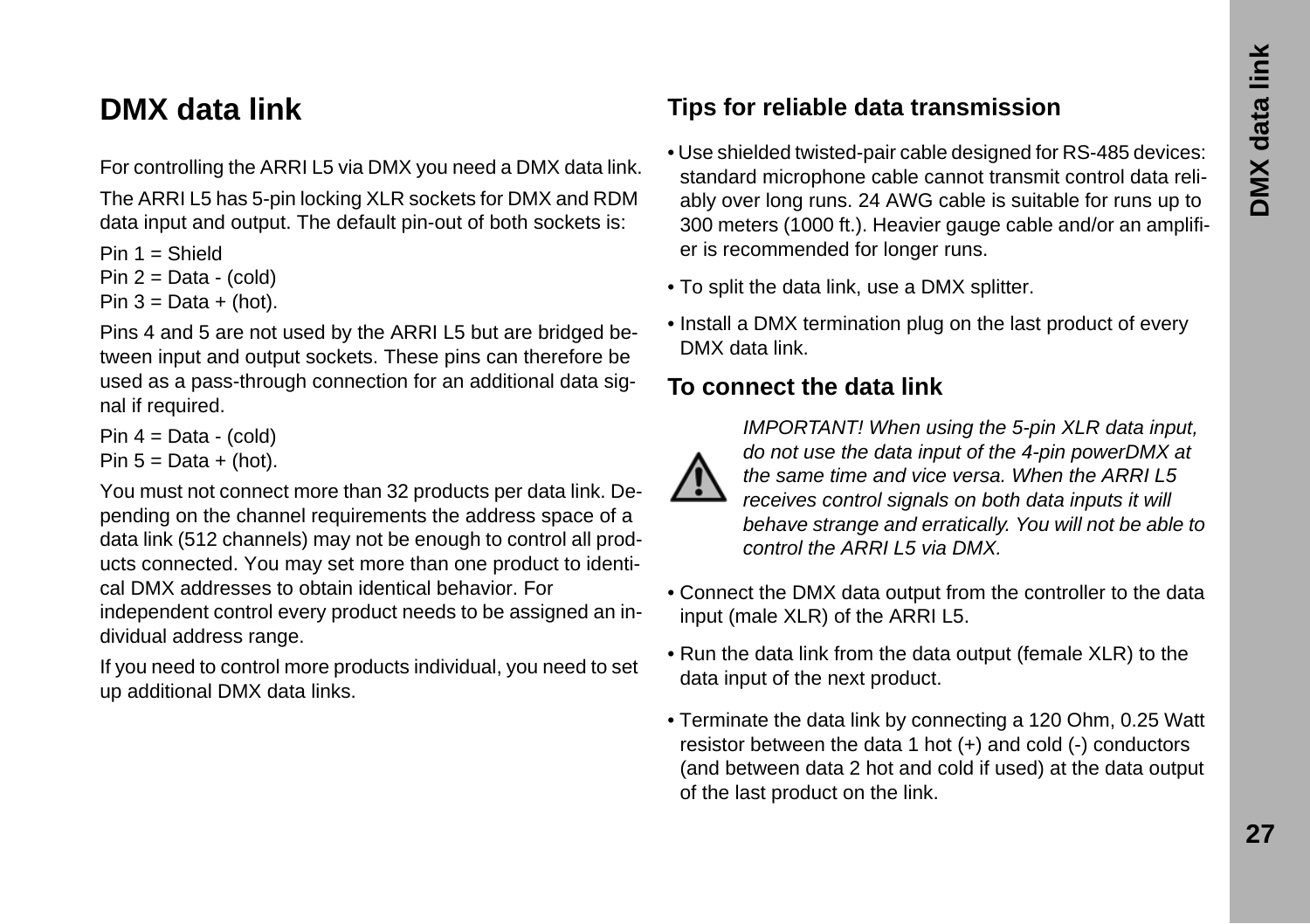# DMX data link

For controlling the ARRI L5 via DMX you need a DMX data link.

The ARRI L5 has 5-pin locking XLR sockets for DMX and RDM data input and output. The default pin-out of both sockets is:

Pin 1 = Shield
Pin 2 = Data - (cold)
Pin 3 = Data + (hot).

Pins 4 and 5 are not used by the ARRI L5 but are bridged between input and output sockets. These pins can therefore be used as a pass-through connection for an additional data signal if required.

Pin 4 = Data - (cold)
Pin 5 = Data + (hot).

You must not connect more than 32 products per data link. Depending on the channel requirements the address space of a data link (512 channels) may not be enough to control all products connected. You may set more than one product to identical DMX addresses to obtain identical behavior. For independent control every product needs to be assigned an individual address range.

If you need to control more products individual, you need to set up additional DMX data links.

## Tips for reliable data transmission

- Use shielded twisted-pair cable designed for RS-485 devices: standard microphone cable cannot transmit control data reliably over long runs. 24 AWG cable is suitable for runs up to 300 meters (1000 ft.). Heavier gauge cable and/or an amplifier is recommended for longer runs.
- To split the data link, use a DMX splitter.
- Install a DMX termination plug on the last product of every DMX data link.

## To connect the data link

*IMPORTANT! When using the 5-pin XLR data input, do not use the data input of the 4-pin powerDMX at the same time and vice versa. When the ARRI L5 receives control signals on both data inputs it will behave strange and erratically. You will not be able to control the ARRI L5 via DMX.*

- Connect the DMX data output from the controller to the data input (male XLR) of the ARRI L5.
- Run the data link from the data output (female XLR) to the data input of the next product.
- Terminate the data link by connecting a 120 Ohm, 0.25 Watt resistor between the data 1 hot (+) and cold (-) conductors (and between data 2 hot and cold if used) at the data output of the last product on the link.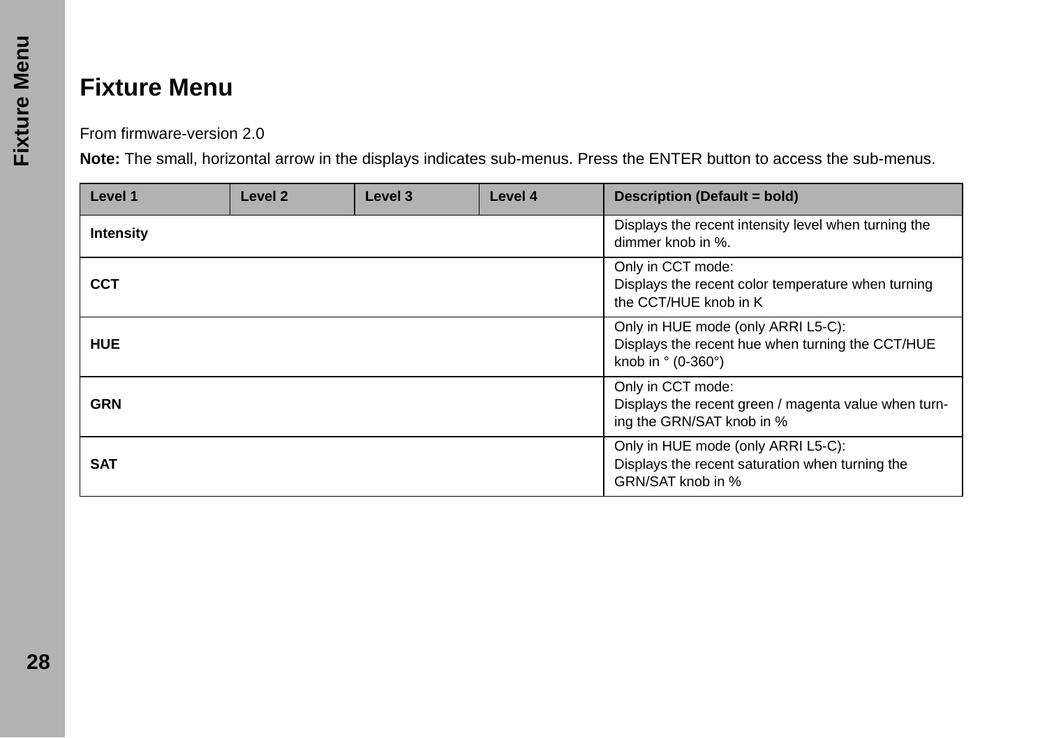# Fixture Menu

From firmware-version 2.0

**Note:** The small, horizontal arrow in the displays indicates sub-menus. Press the ENTER button to access the sub-menus.

| Level 1 | Level 2 | Level 3 | Level 4 | Description (Default = bold) |
|---|---|---|---|---|
| **Intensity** | | | | Displays the recent intensity level when turning the dimmer knob in %. |
| **CCT** | | | | Only in CCT mode:<br>Displays the recent color temperature when turning the CCT/HUE knob in K |
| **HUE** | | | | Only in HUE mode (only ARRI L5-C):<br>Displays the recent hue when turning the CCT/HUE knob in ° (0-360°) |
| **GRN** | | | | Only in CCT mode:<br>Displays the recent green / magenta value when turning the GRN/SAT knob in % |
| **SAT** | | | | Only in HUE mode (only ARRI L5-C):<br>Displays the recent saturation when turning the GRN/SAT knob in % |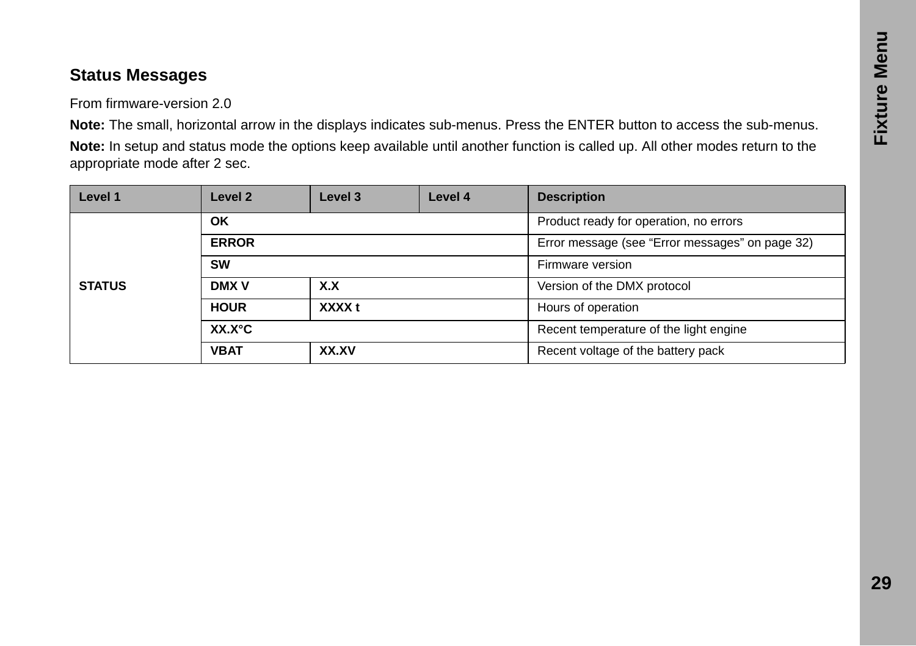## Status Messages

From firmware-version 2.0

**Note:** The small, horizontal arrow in the displays indicates sub-menus. Press the ENTER button to access the sub-menus.

**Note:** In setup and status mode the options keep available until another function is called up. All other modes return to the appropriate mode after 2 sec.

| Level 1 | Level 2 | Level 3 | Level 4 | Description |
|---|---|---|---|---|
| STATUS | **OK** | | | Product ready for operation, no errors |
| | **ERROR** | | | Error message (see “Error messages” on page 32) |
| | **SW** | | | Firmware version |
| | **DMX V** | **X.X** | | Version of the DMX protocol |
| | **HOUR** | **XXXX t** | | Hours of operation |
| | **XX.X°C** | | | Recent temperature of the light engine |
| | **VBAT** | **XX.XV** | | Recent voltage of the battery pack |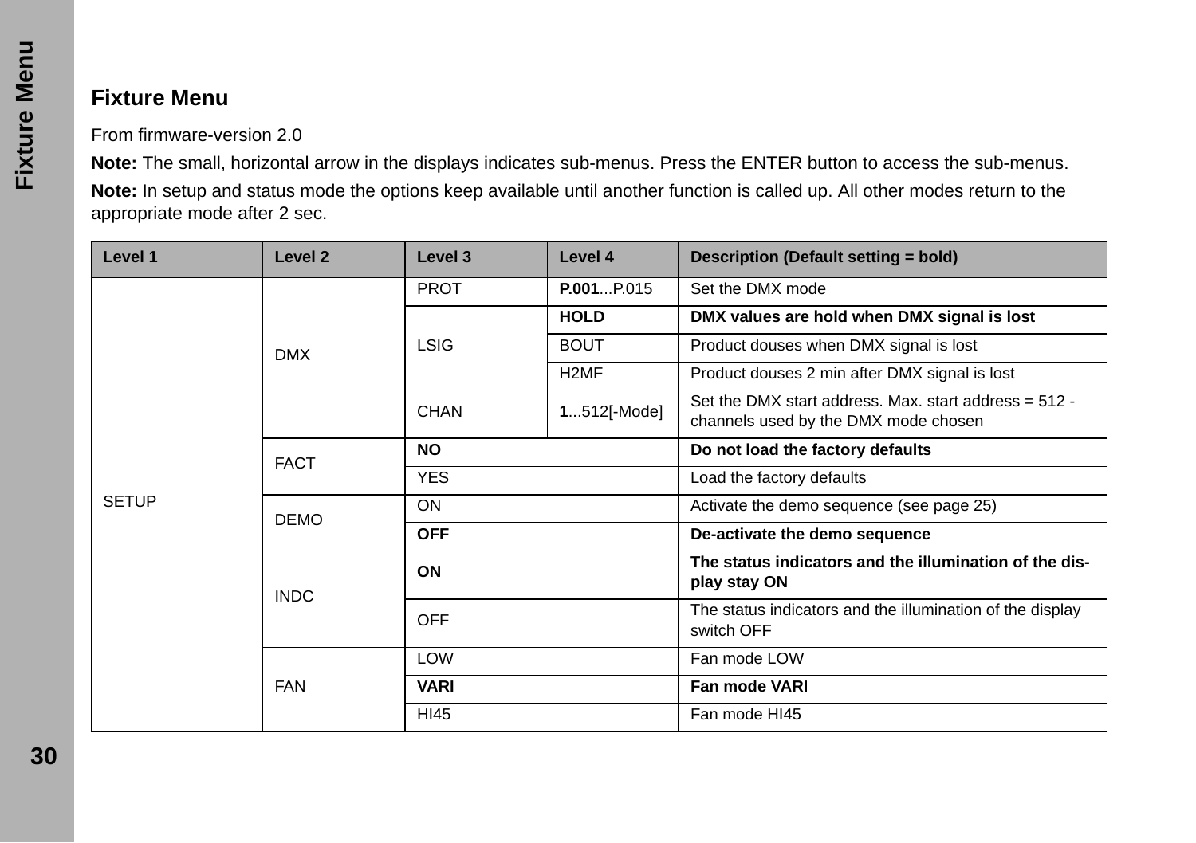## Fixture Menu

From firmware-version 2.0

**Note:** The small, horizontal arrow in the displays indicates sub-menus. Press the ENTER button to access the sub-menus.

**Note:** In setup and status mode the options keep available until another function is called up. All other modes return to the appropriate mode after 2 sec.

| Level 1 | Level 2 | Level 3 | Level 4 | Description (Default setting = bold) |
|---|---|---|---|---|
| SETUP | DMX | PROT | **P.001**...P.015 | Set the DMX mode |
| | | LSIG | **HOLD** | **DMX values are hold when DMX signal is lost** |
| | | | BOUT | Product douses when DMX signal is lost |
| | | | H2MF | Product douses 2 min after DMX signal is lost |
| | | CHAN | **1**...512[-Mode] | Set the DMX start address. Max. start address = 512 - channels used by the DMX mode chosen |
| | FACT | **NO** | | **Do not load the factory defaults** |
| | | YES | | Load the factory defaults |
| | DEMO | ON | | Activate the demo sequence (see page 25) |
| | | **OFF** | | **De-activate the demo sequence** |
| | INDC | **ON** | | **The status indicators and the illumination of the dis-play stay ON** |
| | | OFF | | The status indicators and the illumination of the display switch OFF |
| | FAN | LOW | | Fan mode LOW |
| | | **VARI** | | **Fan mode VARI** |
| | | HI45 | | Fan mode HI45 |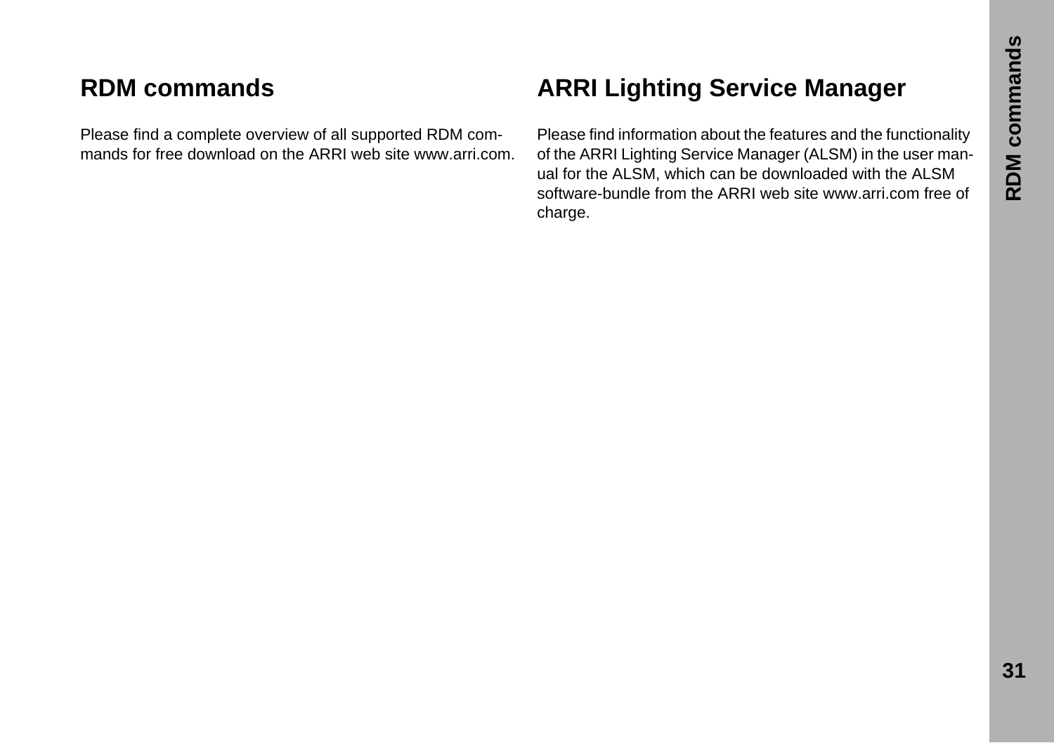# RDM commands

Please find a complete overview of all supported RDM commands for free download on the ARRI web site www.arri.com.

# ARRI Lighting Service Manager

Please find information about the features and the functionality of the ARRI Lighting Service Manager (ALSM) in the user manual for the ALSM, which can be downloaded with the ALSM software-bundle from the ARRI web site www.arri.com free of charge.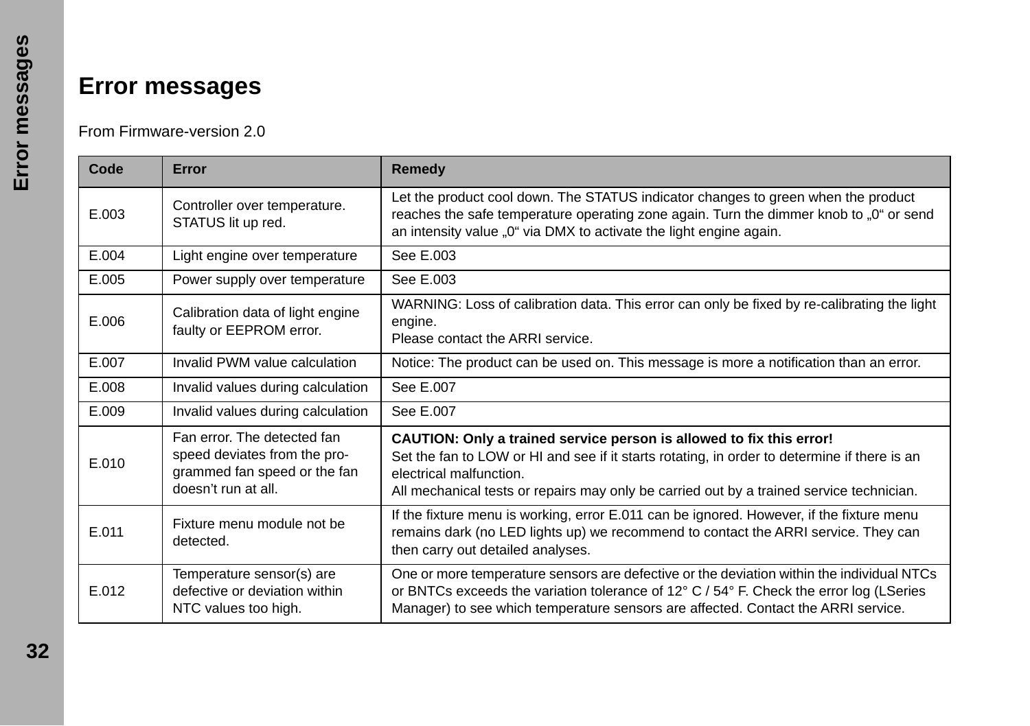# Error messages

From Firmware-version 2.0

| Code | Error | Remedy |
|---|---|---|
| E.003 | Controller over temperature. STATUS lit up red. | Let the product cool down. The STATUS indicator changes to green when the product reaches the safe temperature operating zone again. Turn the dimmer knob to „0“ or send an intensity value „0“ via DMX to activate the light engine again. |
| E.004 | Light engine over temperature | See E.003 |
| E.005 | Power supply over temperature | See E.003 |
| E.006 | Calibration data of light engine faulty or EEPROM error. | WARNING: Loss of calibration data. This error can only be fixed by re-calibrating the light engine.<br>Please contact the ARRI service. |
| E.007 | Invalid PWM value calculation | Notice: The product can be used on. This message is more a notification than an error. |
| E.008 | Invalid values during calculation | See E.007 |
| E.009 | Invalid values during calculation | See E.007 |
| E.010 | Fan error. The detected fan speed deviates from the pro-grammed fan speed or the fan doesn’t run at all. | **CAUTION: Only a trained service person is allowed to fix this error!**<br>Set the fan to LOW or HI and see if it starts rotating, in order to determine if there is an electrical malfunction.<br>All mechanical tests or repairs may only be carried out by a trained service technician. |
| E.011 | Fixture menu module not be detected. | If the fixture menu is working, error E.011 can be ignored. However, if the fixture menu remains dark (no LED lights up) we recommend to contact the ARRI service. They can then carry out detailed analyses. |
| E.012 | Temperature sensor(s) are defective or deviation within NTC values too high. | One or more temperature sensors are defective or the deviation within the individual NTCs or BNTCs exceeds the variation tolerance of 12° C / 54° F. Check the error log (LSeries Manager) to see which temperature sensors are affected. Contact the ARRI service. |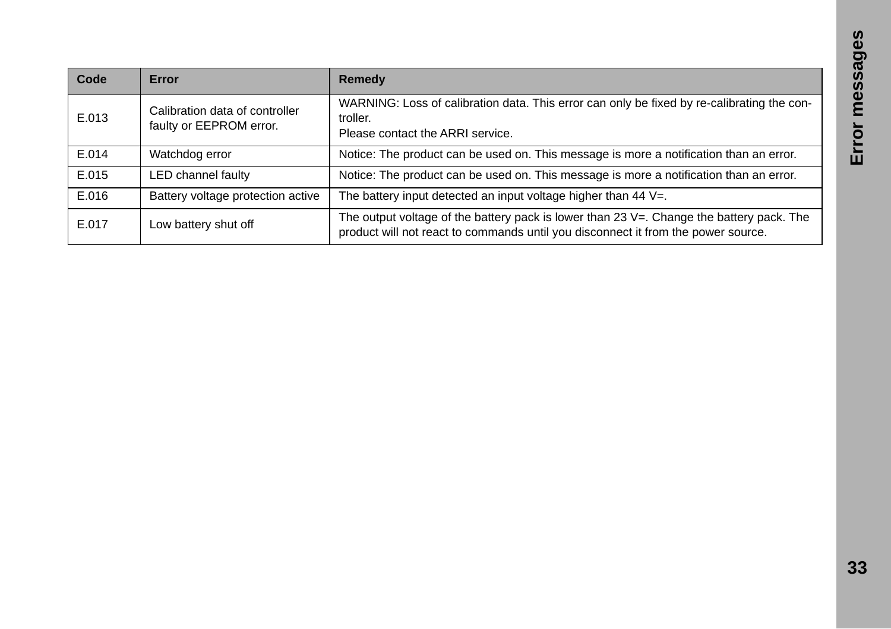| Code | Error | Remedy |
|---|---|---|
| E.013 | Calibration data of controller faulty or EEPROM error. | WARNING: Loss of calibration data. This error can only be fixed by re-calibrating the controller.<br>Please contact the ARRI service. |
| E.014 | Watchdog error | Notice: The product can be used on. This message is more a notification than an error. |
| E.015 | LED channel faulty | Notice: The product can be used on. This message is more a notification than an error. |
| E.016 | Battery voltage protection active | The battery input detected an input voltage higher than 44 V=. |
| E.017 | Low battery shut off | The output voltage of the battery pack is lower than 23 V=. Change the battery pack. The product will not react to commands until you disconnect it from the power source. |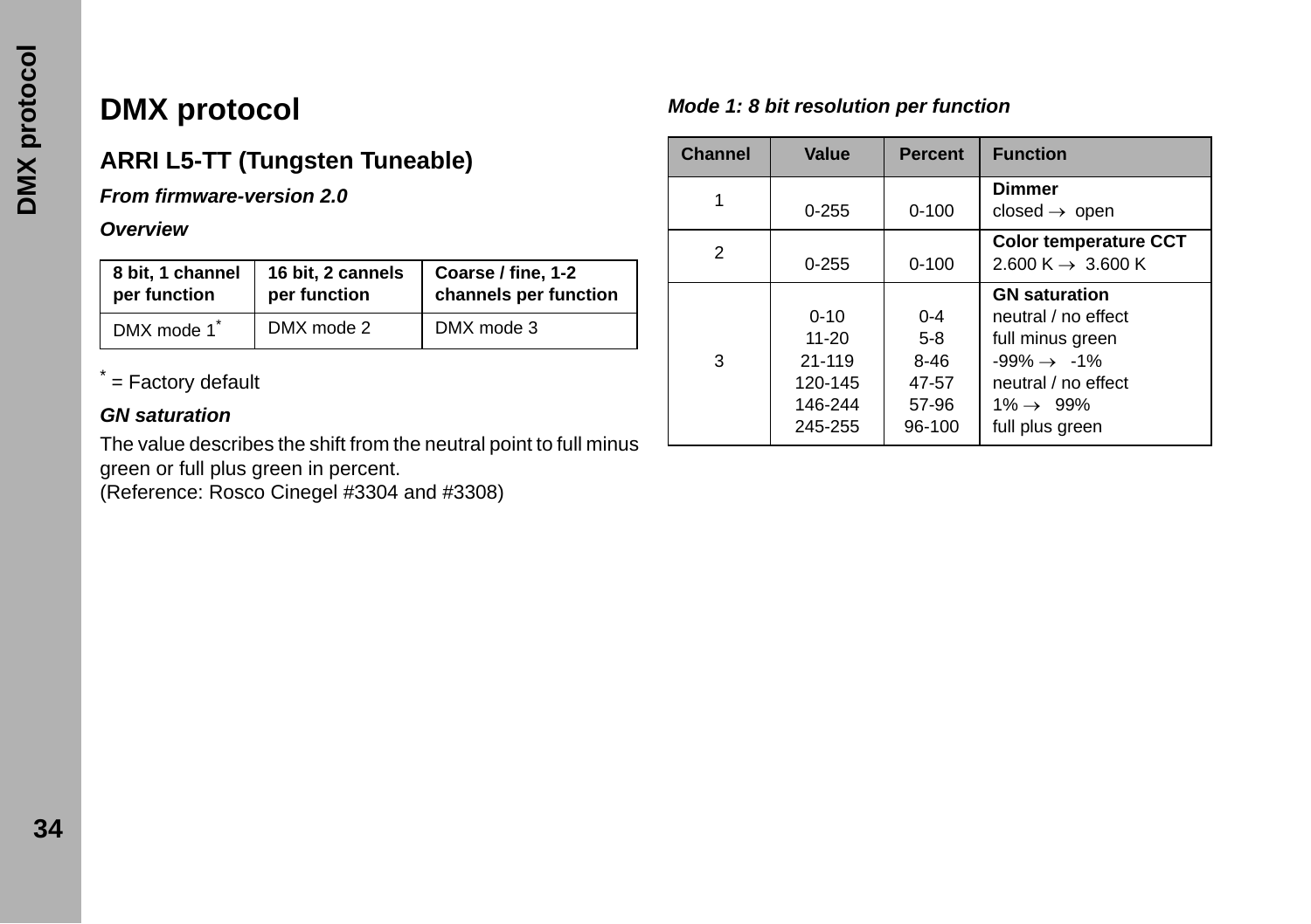# DMX protocol

## ARRI L5-TT (Tungsten Tuneable)

***From firmware-version 2.0***

***Overview***

| 8 bit, 1 channel per function | 16 bit, 2 cannels per function | Coarse / fine, 1-2 channels per function |
|---|---|---|
| DMX mode 1* | DMX mode 2 | DMX mode 3 |

\* = Factory default

***GN saturation***

The value describes the shift from the neutral point to full minus green or full plus green in percent.
(Reference: Rosco Cinegel #3304 and #3308)

***Mode 1: 8 bit resolution per function***

| Channel | Value | Percent | Function |
|---|---|---|---|
| 1 | 0-255 | 0-100 | **Dimmer**<br>closed → open |
| 2 | 0-255 | 0-100 | **Color temperature CCT**<br>2.600 K → 3.600 K |
| 3 | 0-10<br>11-20<br>21-119<br>120-145<br>146-244<br>245-255 | 0-4<br>5-8<br>8-46<br>47-57<br>57-96<br>96-100 | **GN saturation**<br>neutral / no effect<br>full minus green<br>-99% → -1%<br>neutral / no effect<br>1% → 99%<br>full plus green |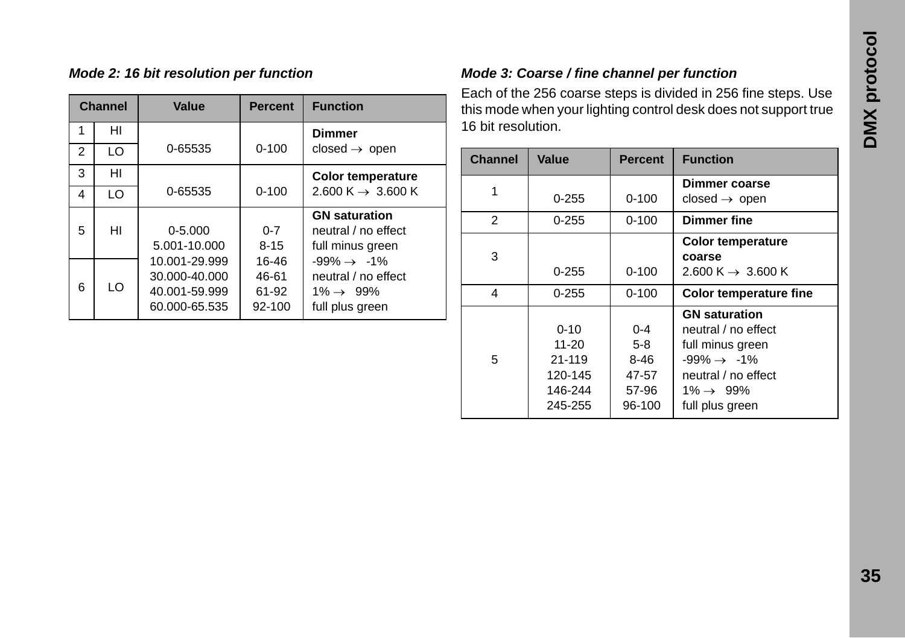### *Mode 2: 16 bit resolution per function*

| Channel | | Value | Percent | Function |
|---|---|---|---|---|
| 1 | HI | 0-65535 | 0-100 | **Dimmer**<br>closed → open |
| 2 | LO | | | |
| 3 | HI | 0-65535 | 0-100 | **Color temperature**<br>2.600 K → 3.600 K |
| 4 | LO | | | |
| 5 | HI | 0-5.000<br>5.001-10.000<br>10.001-29.999<br>30.000-40.000<br>40.001-59.999<br>60.000-65.535 | 0-7<br>8-15<br>16-46<br>46-61<br>61-92<br>92-100 | **GN saturation**<br>neutral / no effect<br>full minus green<br>-99% → -1%<br>neutral / no effect<br>1% → 99%<br>full plus green |
| 6 | LO | | | |

### *Mode 3: Coarse / fine channel per function*

Each of the 256 coarse steps is divided in 256 fine steps. Use this mode when your lighting control desk does not support true 16 bit resolution.

| Channel | Value | Percent | Function |
|---|---|---|---|
| 1 | 0-255 | 0-100 | **Dimmer coarse**<br>closed → open |
| 2 | 0-255 | 0-100 | **Dimmer fine** |
| 3 | 0-255 | 0-100 | **Color temperature coarse**<br>2.600 K → 3.600 K |
| 4 | 0-255 | 0-100 | **Color temperature fine** |
| 5 | 0-10<br>11-20<br>21-119<br>120-145<br>146-244<br>245-255 | 0-4<br>5-8<br>8-46<br>47-57<br>57-96<br>96-100 | **GN saturation**<br>neutral / no effect<br>full minus green<br>-99% → -1%<br>neutral / no effect<br>1% → 99%<br>full plus green |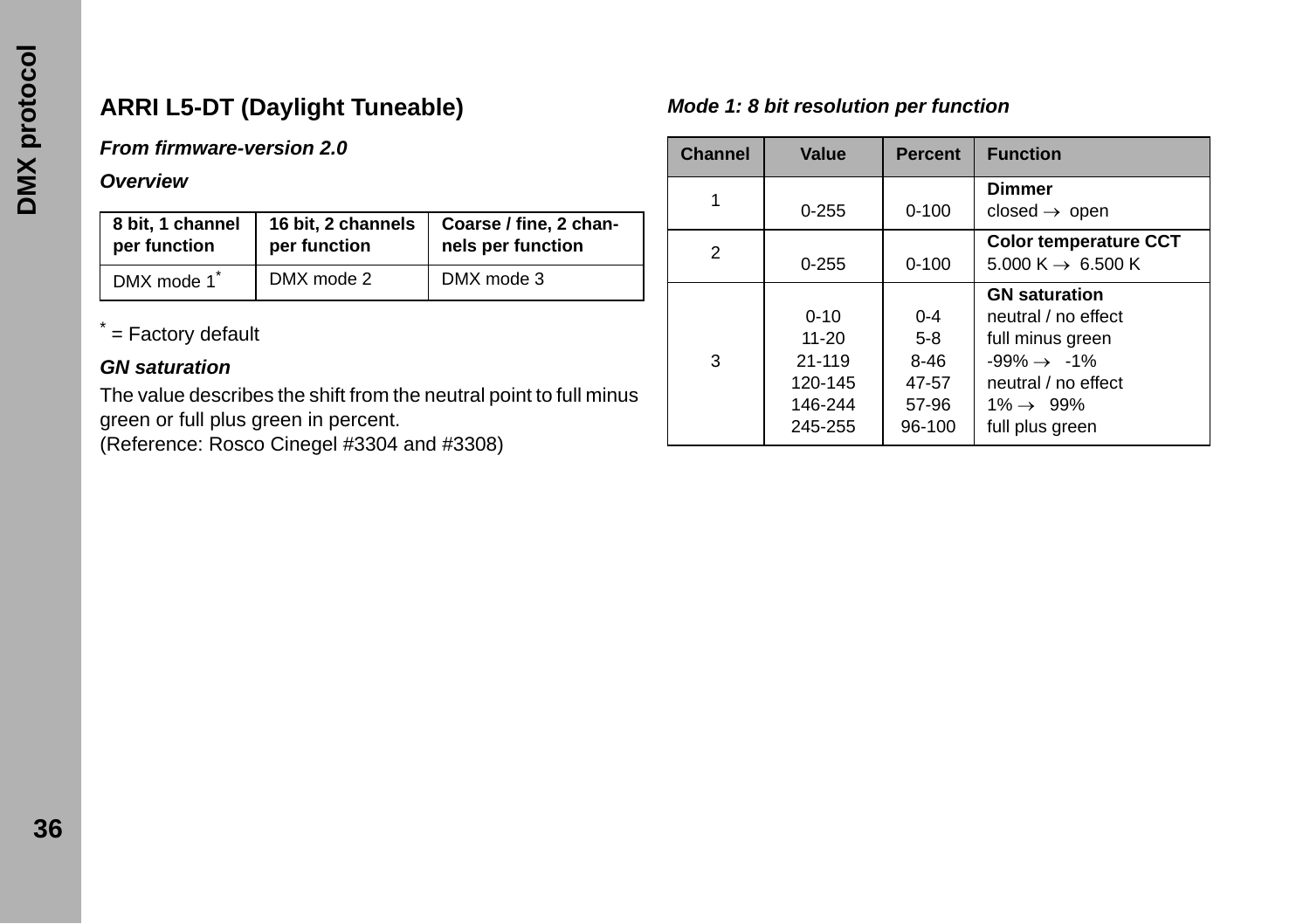## ARRI L5-DT (Daylight Tuneable)

***From firmware-version 2.0***

***Overview***

| 8 bit, 1 channel per function | 16 bit, 2 channels per function | Coarse / fine, 2 channels per function |
|---|---|---|
| DMX mode 1* | DMX mode 2 | DMX mode 3 |

* = Factory default

***GN saturation***

The value describes the shift from the neutral point to full minus green or full plus green in percent.
(Reference: Rosco Cinegel #3304 and #3308)

***Mode 1: 8 bit resolution per function***

| Channel | Value | Percent | Function |
|---|---|---|---|
| 1 | 0-255 | 0-100 | **Dimmer**<br>closed → open |
| 2 | 0-255 | 0-100 | **Color temperature CCT**<br>5.000 K → 6.500 K |
| 3 | <br>0-10<br>11-20<br>21-119<br>120-145<br>146-244<br>245-255 | <br>0-4<br>5-8<br>8-46<br>47-57<br>57-96<br>96-100 | **GN saturation**<br>neutral / no effect<br>full minus green<br>-99% → -1%<br>neutral / no effect<br>1% → 99%<br>full plus green |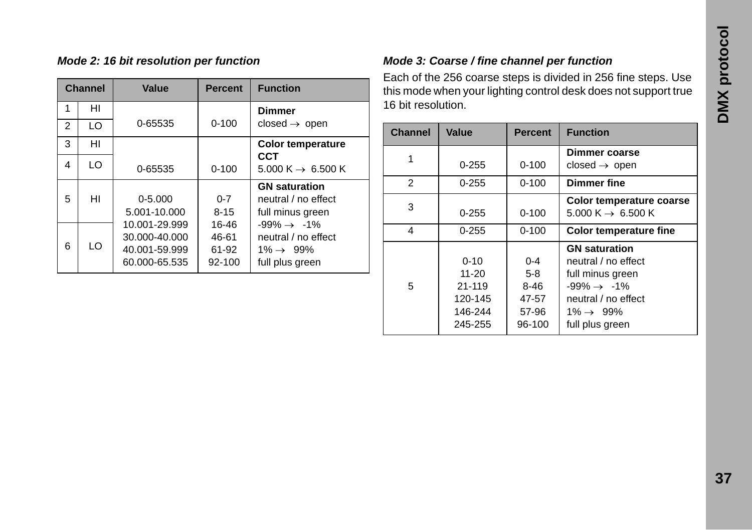### *Mode 2: 16 bit resolution per function*

| Channel | | Value | Percent | Function |
|---|---|---|---|---|
| 1 | HI | 0-65535 | 0-100 | **Dimmer**<br>closed → open |
| 2 | LO | | | |
| 3 | HI | 0-65535 | 0-100 | **Color temperature CCT**<br>5.000 K → 6.500 K |
| 4 | LO | | | |
| 5 | HI | 0-5.000<br>5.001-10.000<br>10.001-29.999<br>30.000-40.000<br>40.001-59.999<br>60.000-65.535 | 0-7<br>8-15<br>16-46<br>46-61<br>61-92<br>92-100 | **GN saturation**<br>neutral / no effect<br>full minus green<br>-99% → -1%<br>neutral / no effect<br>1% → 99%<br>full plus green |
| 6 | LO | | | |

### *Mode 3: Coarse / fine channel per function*

Each of the 256 coarse steps is divided in 256 fine steps. Use this mode when your lighting control desk does not support true 16 bit resolution.

| Channel | Value | Percent | Function |
|---|---|---|---|
| 1 | 0-255 | 0-100 | **Dimmer coarse**<br>closed → open |
| 2 | 0-255 | 0-100 | **Dimmer fine** |
| 3 | 0-255 | 0-100 | **Color temperature coarse**<br>5.000 K → 6.500 K |
| 4 | 0-255 | 0-100 | **Color temperature fine** |
| 5 | 0-10<br>11-20<br>21-119<br>120-145<br>146-244<br>245-255 | 0-4<br>5-8<br>8-46<br>47-57<br>57-96<br>96-100 | **GN saturation**<br>neutral / no effect<br>full minus green<br>-99% → -1%<br>neutral / no effect<br>1% → 99%<br>full plus green |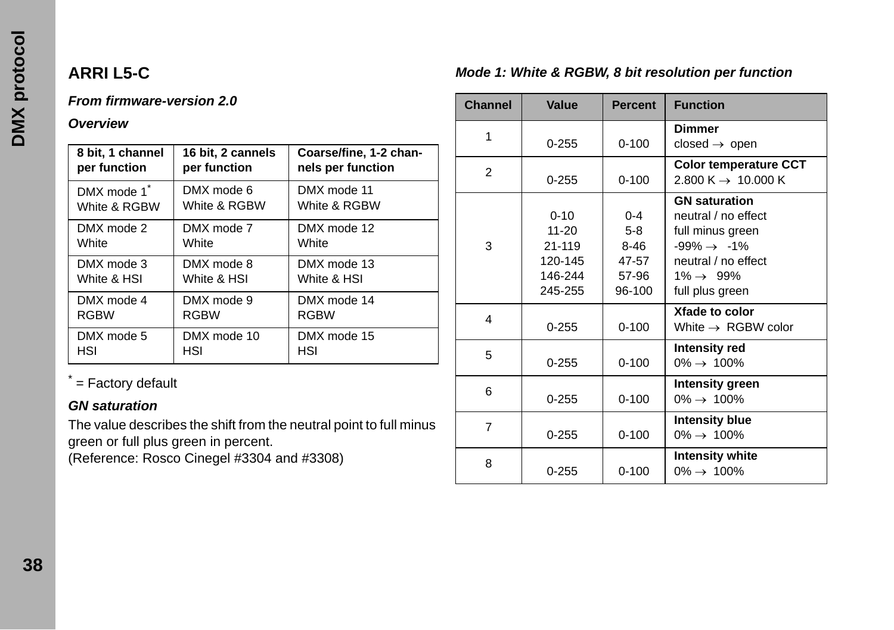## ARRI L5-C

***From firmware-version 2.0***

***Overview***

| 8 bit, 1 channel per function | 16 bit, 2 cannels per function | Coarse/fine, 1-2 channels per function |
|---|---|---|
| DMX mode 1* White & RGBW | DMX mode 6 White & RGBW | DMX mode 11 White & RGBW |
| DMX mode 2 White | DMX mode 7 White | DMX mode 12 White |
| DMX mode 3 White & HSI | DMX mode 8 White & HSI | DMX mode 13 White & HSI |
| DMX mode 4 RGBW | DMX mode 9 RGBW | DMX mode 14 RGBW |
| DMX mode 5 HSI | DMX mode 10 HSI | DMX mode 15 HSI |

\* = Factory default

***GN saturation***

The value describes the shift from the neutral point to full minus green or full plus green in percent.
(Reference: Rosco Cinegel #3304 and #3308)

***Mode 1: White & RGBW, 8 bit resolution per function***

| Channel | Value | Percent | Function |
|---|---|---|---|
| 1 | 0-255 | 0-100 | **Dimmer**<br>closed → open |
| 2 | 0-255 | 0-100 | **Color temperature CCT**<br>2.800 K → 10.000 K |
| 3 | 0-10<br>11-20<br>21-119<br>120-145<br>146-244<br>245-255 | 0-4<br>5-8<br>8-46<br>47-57<br>57-96<br>96-100 | **GN saturation**<br>neutral / no effect<br>full minus green<br>-99% → -1%<br>neutral / no effect<br>1% → 99%<br>full plus green |
| 4 | 0-255 | 0-100 | **Xfade to color**<br>White → RGBW color |
| 5 | 0-255 | 0-100 | **Intensity red**<br>0% → 100% |
| 6 | 0-255 | 0-100 | **Intensity green**<br>0% → 100% |
| 7 | 0-255 | 0-100 | **Intensity blue**<br>0% → 100% |
| 8 | 0-255 | 0-100 | **Intensity white**<br>0% → 100% |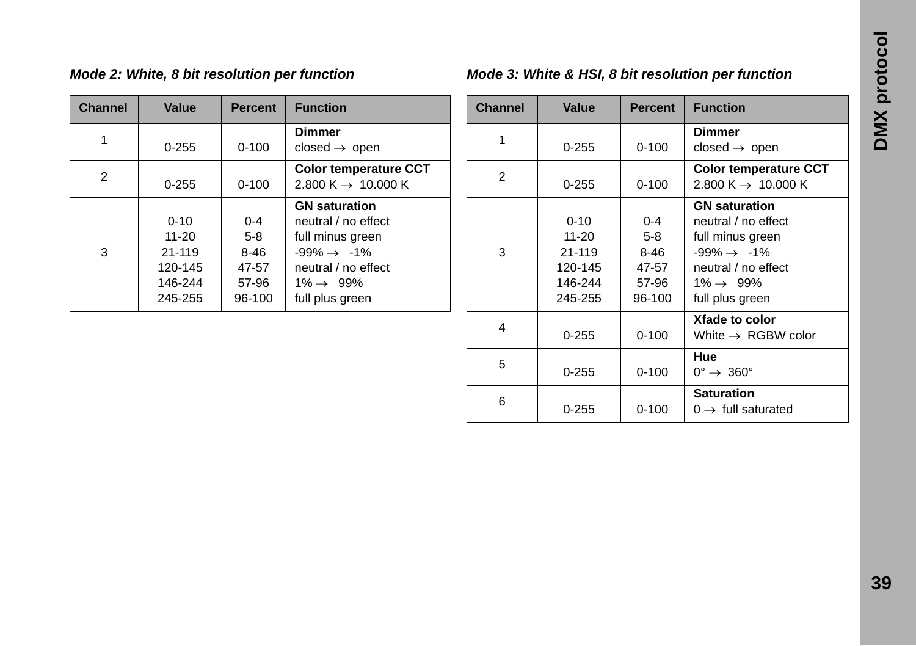### *Mode 2: White, 8 bit resolution per function*

| Channel | Value | Percent | Function |
|---|---|---|---|
| 1 | 0-255 | 0-100 | **Dimmer**<br>closed → open |
| 2 | 0-255 | 0-100 | **Color temperature CCT**<br>2.800 K → 10.000 K |
| 3 | 0-10<br>11-20<br>21-119<br>120-145<br>146-244<br>245-255 | 0-4<br>5-8<br>8-46<br>47-57<br>57-96<br>96-100 | **GN saturation**<br>neutral / no effect<br>full minus green<br>-99% → -1%<br>neutral / no effect<br>1% → 99%<br>full plus green |

### *Mode 3: White & HSI, 8 bit resolution per function*

| Channel | Value | Percent | Function |
|---|---|---|---|
| 1 | 0-255 | 0-100 | **Dimmer**<br>closed → open |
| 2 | 0-255 | 0-100 | **Color temperature CCT**<br>2.800 K → 10.000 K |
| 3 | 0-10<br>11-20<br>21-119<br>120-145<br>146-244<br>245-255 | 0-4<br>5-8<br>8-46<br>47-57<br>57-96<br>96-100 | **GN saturation**<br>neutral / no effect<br>full minus green<br>-99% → -1%<br>neutral / no effect<br>1% → 99%<br>full plus green |
| 4 | 0-255 | 0-100 | **Xfade to color**<br>White → RGBW color |
| 5 | 0-255 | 0-100 | **Hue**<br>0° → 360° |
| 6 | 0-255 | 0-100 | **Saturation**<br>0 → full saturated |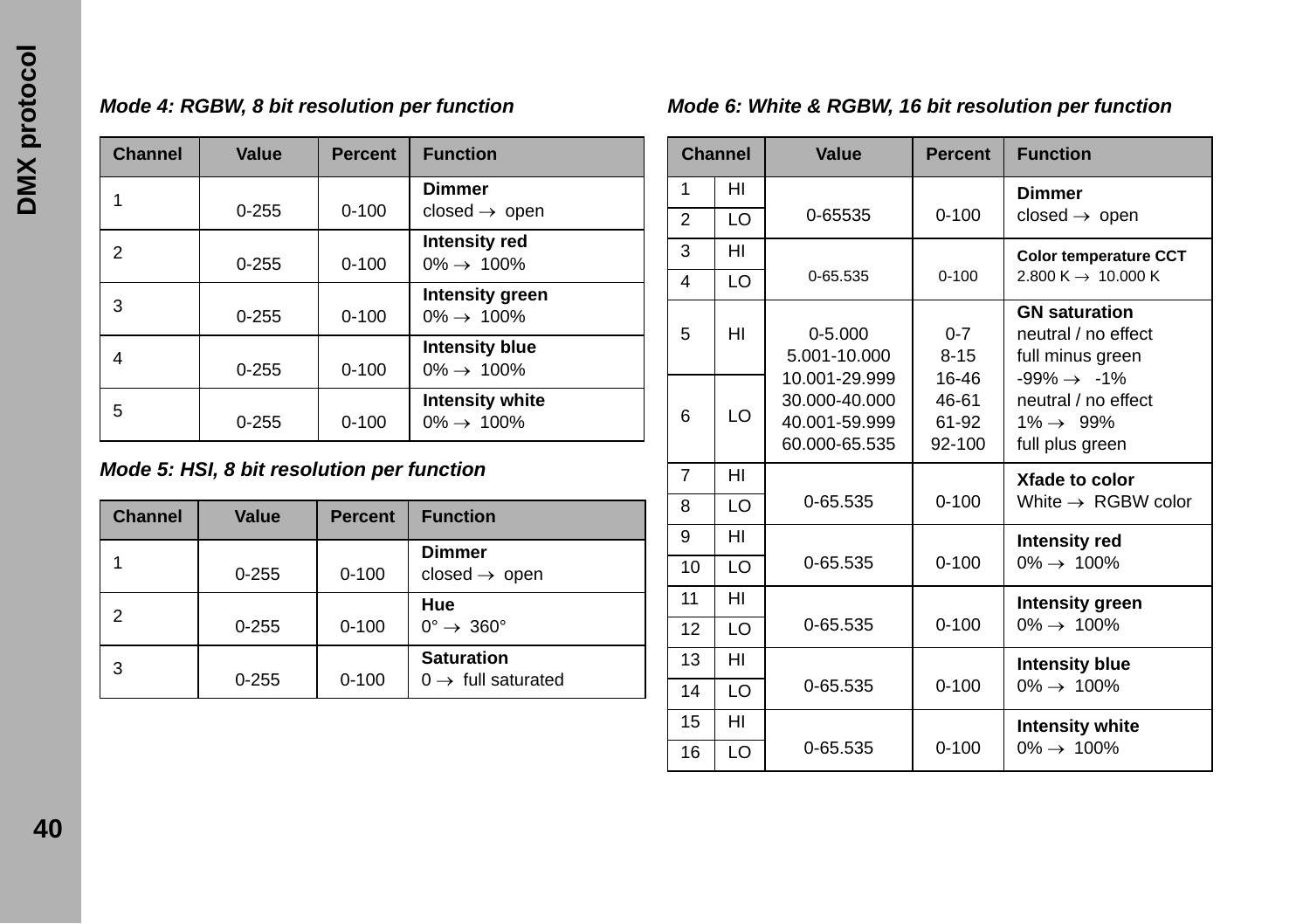### Mode 4: RGBW, 8 bit resolution per function

| Channel | Value | Percent | Function |
|---|---|---|---|
| 1 | 0-255 | 0-100 | **Dimmer**<br>closed → open |
| 2 | 0-255 | 0-100 | **Intensity red**<br>0% → 100% |
| 3 | 0-255 | 0-100 | **Intensity green**<br>0% → 100% |
| 4 | 0-255 | 0-100 | **Intensity blue**<br>0% → 100% |
| 5 | 0-255 | 0-100 | **Intensity white**<br>0% → 100% |

### Mode 5: HSI, 8 bit resolution per function

| Channel | Value | Percent | Function |
|---|---|---|---|
| 1 | 0-255 | 0-100 | **Dimmer**<br>closed → open |
| 2 | 0-255 | 0-100 | **Hue**<br>0° → 360° |
| 3 | 0-255 | 0-100 | **Saturation**<br>0 → full saturated |

### Mode 6: White & RGBW, 16 bit resolution per function

| Channel | | Value | Percent | Function |
|---|---|---|---|---|
| 1 | HI | 0-65535 | 0-100 | **Dimmer**<br>closed → open |
| 2 | LO | | | |
| 3 | HI | 0-65.535 | 0-100 | **Color temperature CCT**<br>2.800 K → 10.000 K |
| 4 | LO | | | |
| 5 | HI | 0-5.000<br>5.001-10.000<br>10.001-29.999<br>30.000-40.000<br>40.001-59.999<br>60.000-65.535 | 0-7<br>8-15<br>16-46<br>46-61<br>61-92<br>92-100 | **GN saturation**<br>neutral / no effect<br>full minus green<br>-99% → -1%<br>neutral / no effect<br>1% → 99%<br>full plus green |
| 6 | LO | | | |
| 7 | HI | 0-65.535 | 0-100 | **Xfade to color**<br>White → RGBW color |
| 8 | LO | | | |
| 9 | HI | 0-65.535 | 0-100 | **Intensity red**<br>0% → 100% |
| 10 | LO | | | |
| 11 | HI | 0-65.535 | 0-100 | **Intensity green**<br>0% → 100% |
| 12 | LO | | | |
| 13 | HI | 0-65.535 | 0-100 | **Intensity blue**<br>0% → 100% |
| 14 | LO | | | |
| 15 | HI | 0-65.535 | 0-100 | **Intensity white**<br>0% → 100% |
| 16 | LO | | | |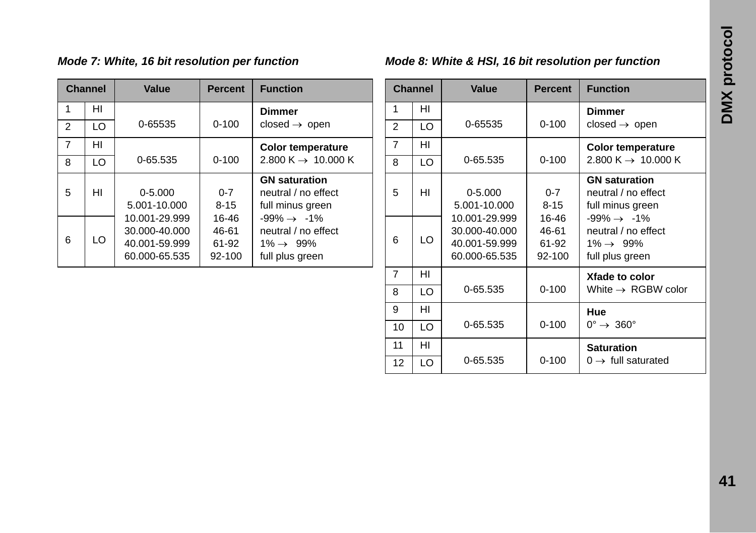*Mode 7: White, 16 bit resolution per function*

| Channel | | Value | Percent | Function |
|---|---|---|---|---|
| 1 | HI | 0-65535 | 0-100 | **Dimmer**<br>closed → open |
| 2 | LO | | | |
| 7 | HI | 0-65.535 | 0-100 | **Color temperature**<br>2.800 K → 10.000 K |
| 8 | LO | | | |
| 5 | HI | 0-5.000<br>5.001-10.000<br>10.001-29.999<br>30.000-40.000<br>40.001-59.999<br>60.000-65.535 | 0-7<br>8-15<br>16-46<br>46-61<br>61-92<br>92-100 | **GN saturation**<br>neutral / no effect<br>full minus green<br>-99% → -1%<br>neutral / no effect<br>1% → 99%<br>full plus green |
| 6 | LO | | | |

*Mode 8: White & HSI, 16 bit resolution per function*

| Channel | | Value | Percent | Function |
|---|---|---|---|---|
| 1 | HI | 0-65535 | 0-100 | **Dimmer**<br>closed → open |
| 2 | LO | | | |
| 7 | HI | 0-65.535 | 0-100 | **Color temperature**<br>2.800 K → 10.000 K |
| 8 | LO | | | |
| 5 | HI | 0-5.000<br>5.001-10.000<br>10.001-29.999<br>30.000-40.000<br>40.001-59.999<br>60.000-65.535 | 0-7<br>8-15<br>16-46<br>46-61<br>61-92<br>92-100 | **GN saturation**<br>neutral / no effect<br>full minus green<br>-99% → -1%<br>neutral / no effect<br>1% → 99%<br>full plus green |
| 6 | LO | | | |
| 7 | HI | 0-65.535 | 0-100 | **Xfade to color**<br>White → RGBW color |
| 8 | LO | | | |
| 9 | HI | 0-65.535 | 0-100 | **Hue**<br>0° → 360° |
| 10 | LO | | | |
| 11 | HI | 0-65.535 | 0-100 | **Saturation**<br>0 → full saturated |
| 12 | LO | | | |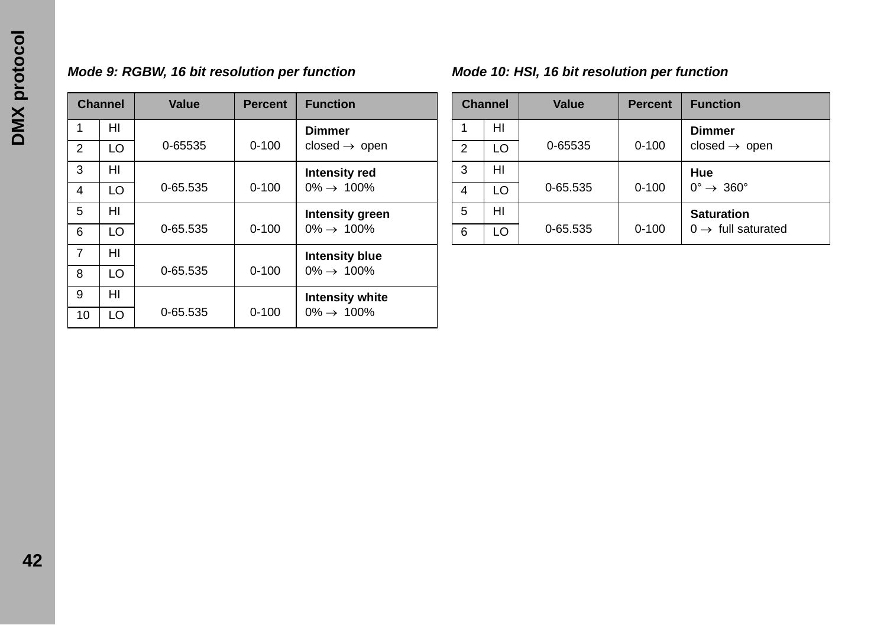### *Mode 9: RGBW, 16 bit resolution per function*

| Channel | | Value | Percent | Function |
|---|---|---|---|---|
| 1 | HI | 0-65535 | 0-100 | **Dimmer**<br>closed → open |
| 2 | LO | | | |
| 3 | HI | 0-65.535 | 0-100 | **Intensity red**<br>0% → 100% |
| 4 | LO | | | |
| 5 | HI | 0-65.535 | 0-100 | **Intensity green**<br>0% → 100% |
| 6 | LO | | | |
| 7 | HI | 0-65.535 | 0-100 | **Intensity blue**<br>0% → 100% |
| 8 | LO | | | |
| 9 | HI | 0-65.535 | 0-100 | **Intensity white**<br>0% → 100% |
| 10 | LO | | | |

### *Mode 10: HSI, 16 bit resolution per function*

| Channel | | Value | Percent | Function |
|---|---|---|---|---|
| 1 | HI | 0-65535 | 0-100 | **Dimmer**<br>closed → open |
| 2 | LO | | | |
| 3 | HI | 0-65.535 | 0-100 | **Hue**<br>0° → 360° |
| 4 | LO | | | |
| 5 | HI | 0-65.535 | 0-100 | **Saturation**<br>0 → full saturated |
| 6 | LO | | | |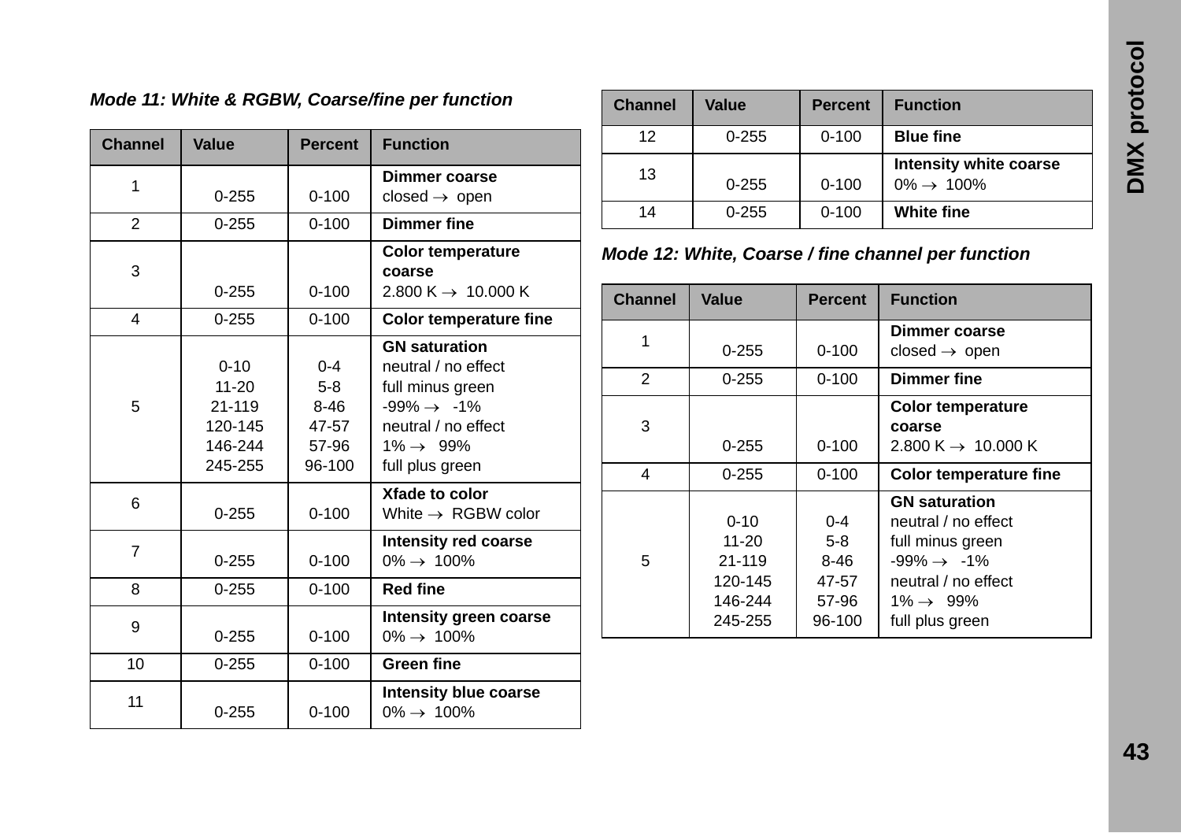***Mode 11: White & RGBW, Coarse/fine per function***

| Channel | Value | Percent | Function |
|---|---|---|---|
| 1 | 0-255 | 0-100 | **Dimmer coarse**<br>closed → open |
| 2 | 0-255 | 0-100 | **Dimmer fine** |
| 3 | 0-255 | 0-100 | **Color temperature coarse**<br>2.800 K → 10.000 K |
| 4 | 0-255 | 0-100 | **Color temperature fine** |
| 5 | <br>0-10<br>11-20<br>21-119<br>120-145<br>146-244<br>245-255 | <br>0-4<br>5-8<br>8-46<br>47-57<br>57-96<br>96-100 | **GN saturation**<br>neutral / no effect<br>full minus green<br>-99% → -1%<br>neutral / no effect<br>1% → 99%<br>full plus green |
| 6 | 0-255 | 0-100 | **Xfade to color**<br>White → RGBW color |
| 7 | 0-255 | 0-100 | **Intensity red coarse**<br>0% → 100% |
| 8 | 0-255 | 0-100 | **Red fine** |
| 9 | 0-255 | 0-100 | **Intensity green coarse**<br>0% → 100% |
| 10 | 0-255 | 0-100 | **Green fine** |
| 11 | 0-255 | 0-100 | **Intensity blue coarse**<br>0% → 100% |
| 12 | 0-255 | 0-100 | **Blue fine** |
| 13 | 0-255 | 0-100 | **Intensity white coarse**<br>0% → 100% |
| 14 | 0-255 | 0-100 | **White fine** |

***Mode 12: White, Coarse / fine channel per function***

| Channel | Value | Percent | Function |
|---|---|---|---|
| 1 | 0-255 | 0-100 | **Dimmer coarse**<br>closed → open |
| 2 | 0-255 | 0-100 | **Dimmer fine** |
| 3 | 0-255 | 0-100 | **Color temperature coarse**<br>2.800 K → 10.000 K |
| 4 | 0-255 | 0-100 | **Color temperature fine** |
| 5 | <br>0-10<br>11-20<br>21-119<br>120-145<br>146-244<br>245-255 | <br>0-4<br>5-8<br>8-46<br>47-57<br>57-96<br>96-100 | **GN saturation**<br>neutral / no effect<br>full minus green<br>-99% → -1%<br>neutral / no effect<br>1% → 99%<br>full plus green |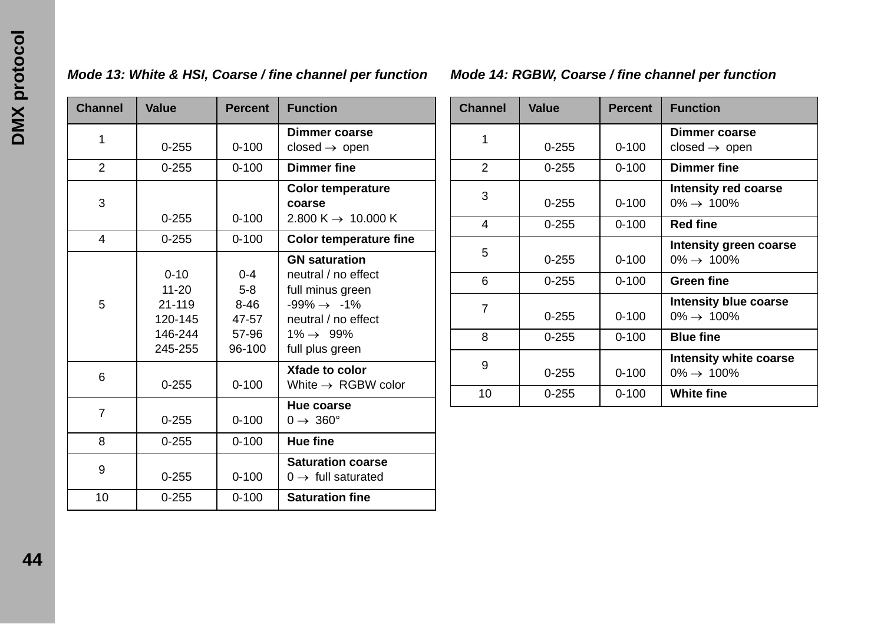### Mode 13: White & HSI, Coarse / fine channel per function

| Channel | Value | Percent | Function |
|---|---|---|---|
| 1 | 0-255 | 0-100 | **Dimmer coarse** closed → open |
| 2 | 0-255 | 0-100 | **Dimmer fine** |
| 3 | 0-255 | 0-100 | **Color temperature coarse** 2.800 K → 10.000 K |
| 4 | 0-255 | 0-100 | **Color temperature fine** |
| 5 | | | **GN saturation** |
| | 0-10 | 0-4 | neutral / no effect |
| | 11-20 | 5-8 | full minus green |
| | 21-119 | 8-46 | -99% → -1% |
| | 120-145 | 47-57 | neutral / no effect |
| | 146-244 | 57-96 | 1% → 99% |
| | 245-255 | 96-100 | full plus green |
| 6 | 0-255 | 0-100 | **Xfade to color** White → RGBW color |
| 7 | 0-255 | 0-100 | **Hue coarse** 0 → 360° |
| 8 | 0-255 | 0-100 | **Hue fine** |
| 9 | 0-255 | 0-100 | **Saturation coarse** 0 → full saturated |
| 10 | 0-255 | 0-100 | **Saturation fine** |

### Mode 14: RGBW, Coarse / fine channel per function

| Channel | Value | Percent | Function |
|---|---|---|---|
| 1 | 0-255 | 0-100 | **Dimmer coarse** closed → open |
| 2 | 0-255 | 0-100 | **Dimmer fine** |
| 3 | 0-255 | 0-100 | **Intensity red coarse** 0% → 100% |
| 4 | 0-255 | 0-100 | **Red fine** |
| 5 | 0-255 | 0-100 | **Intensity green coarse** 0% → 100% |
| 6 | 0-255 | 0-100 | **Green fine** |
| 7 | 0-255 | 0-100 | **Intensity blue coarse** 0% → 100% |
| 8 | 0-255 | 0-100 | **Blue fine** |
| 9 | 0-255 | 0-100 | **Intensity white coarse** 0% → 100% |
| 10 | 0-255 | 0-100 | **White fine** |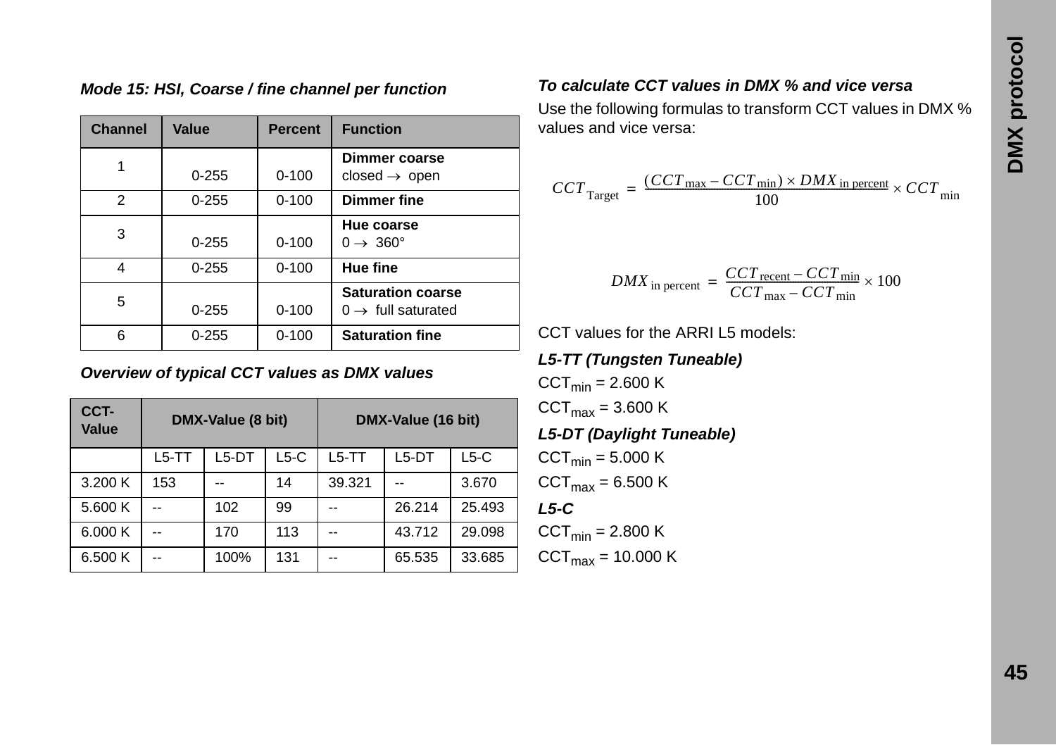### *Mode 15: HSI, Coarse / fine channel per function*

| Channel | Value | Percent | Function |
|---|---|---|---|
| 1 | 0-255 | 0-100 | **Dimmer coarse**<br>closed → open |
| 2 | 0-255 | 0-100 | **Dimmer fine** |
| 3 | 0-255 | 0-100 | **Hue coarse**<br>0 → 360° |
| 4 | 0-255 | 0-100 | **Hue fine** |
| 5 | 0-255 | 0-100 | **Saturation coarse**<br>0 → full saturated |
| 6 | 0-255 | 0-100 | **Saturation fine** |

### *Overview of typical CCT values as DMX values*

| CCT-Value | DMX-Value (8 bit) | | | DMX-Value (16 bit) | | |
|---|---|---|---|---|---|---|
| | L5-TT | L5-DT | L5-C | L5-TT | L5-DT | L5-C |
| 3.200 K | 153 | -- | 14 | 39.321 | -- | 3.670 |
| 5.600 K | -- | 102 | 99 | -- | 26.214 | 25.493 |
| 6.000 K | -- | 170 | 113 | -- | 43.712 | 29.098 |
| 6.500 K | -- | 100% | 131 | -- | 65.535 | 33.685 |

### *To calculate CCT values in DMX % and vice versa*

Use the following formulas to transform CCT values in DMX % values and vice versa:

$$CCT_{\text{Target}} = \frac{(CCT_{\max} - CCT_{\min}) \times DMX_{\text{in percent}}}{100} \times CCT_{\min}$$

$$DMX_{\text{in percent}} = \frac{CCT_{\text{recent}} - CCT_{\min}}{CCT_{\max} - CCT_{\min}} \times 100$$

CCT values for the ARRI L5 models:

***L5-TT (Tungsten Tuneable)***

$CCT_{min}$ = 2.600 K

$CCT_{max}$ = 3.600 K

***L5-DT (Daylight Tuneable)***

$CCT_{min}$ = 5.000 K

$CCT_{max}$ = 6.500 K

***L5-C***

$CCT_{min}$ = 2.800 K

$CCT_{max}$ = 10.000 K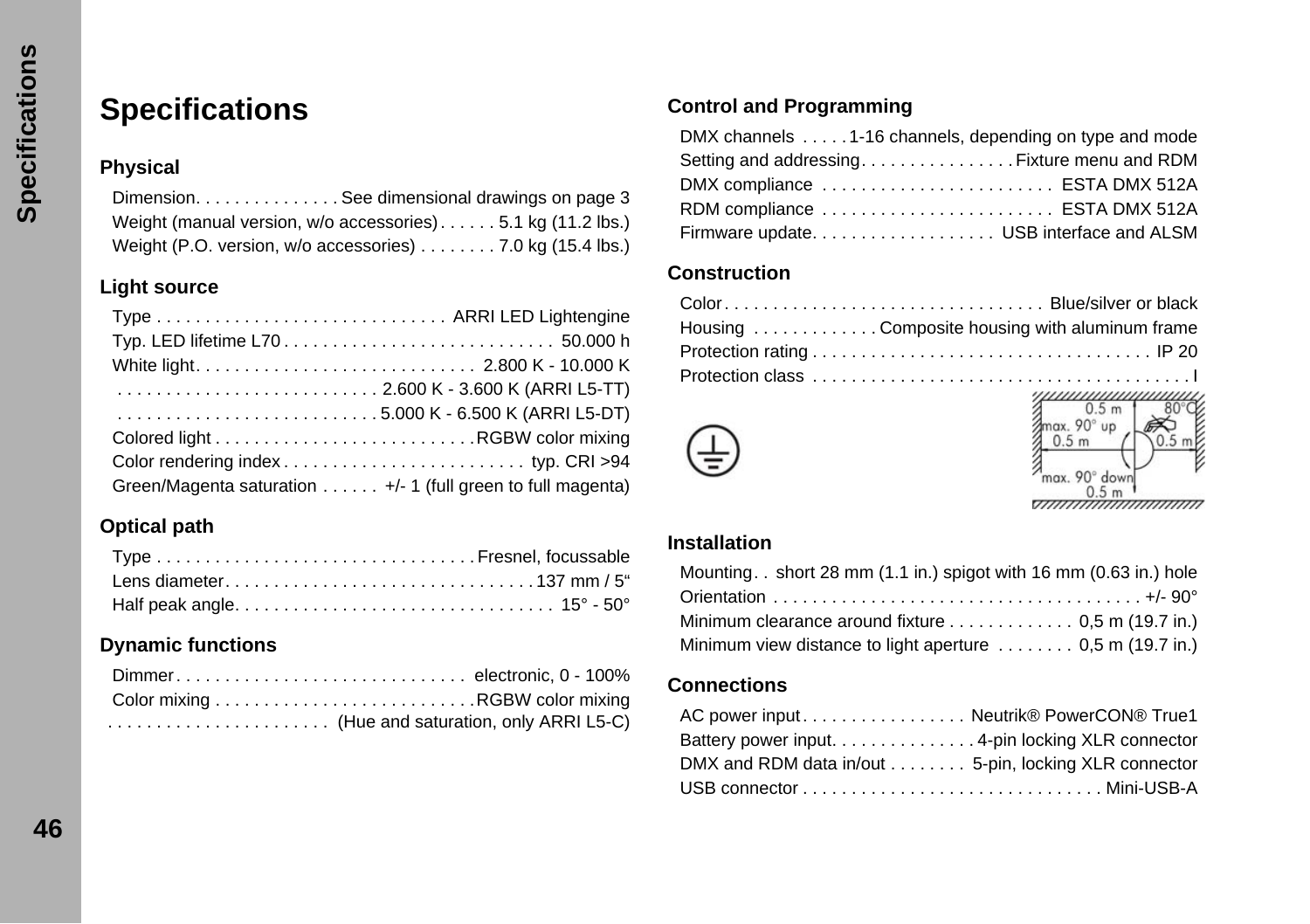# Specifications

## Physical

| | |
|---|---|
| Dimension | See dimensional drawings on page 3 |
| Weight (manual version, w/o accessories) | 5.1 kg (11.2 lbs.) |
| Weight (P.O. version, w/o accessories) | 7.0 kg (15.4 lbs.) |

## Light source

| | |
|---|---|
| Type | ARRI LED Lightengine |
| Typ. LED lifetime L70 | 50.000 h |
| White light | 2.800 K - 10.000 K |
| | 2.600 K - 3.600 K (ARRI L5-TT) |
| | 5.000 K - 6.500 K (ARRI L5-DT) |
| Colored light | RGBW color mixing |
| Color rendering index | typ. CRI >94 |
| Green/Magenta saturation | +/- 1 (full green to full magenta) |

## Optical path

| | |
|---|---|
| Type | Fresnel, focussable |
| Lens diameter | 137 mm / 5“ |
| Half peak angle | 15° - 50° |

## Dynamic functions

| | |
|---|---|
| Dimmer | electronic, 0 - 100% |
| Color mixing | RGBW color mixing |
| | (Hue and saturation, only ARRI L5-C) |

## Control and Programming

| | |
|---|---|
| DMX channels | 1-16 channels, depending on type and mode |
| Setting and addressing | Fixture menu and RDM |
| DMX compliance | ESTA DMX 512A |
| RDM compliance | ESTA DMX 512A |
| Firmware update | USB interface and ALSM |

## Construction

| | |
|---|---|
| Color | Blue/silver or black |
| Housing | Composite housing with aluminum frame |
| Protection rating | IP 20 |
| Protection class | I |

0.5 m; max. 90° up; 0.5 m; 80°C; 0.5 m; max. 90° down; 0.5 m

## Installation

| | |
|---|---|
| Mounting | short 28 mm (1.1 in.) spigot with 16 mm (0.63 in.) hole |
| Orientation | +/- 90° |
| Minimum clearance around fixture | 0,5 m (19.7 in.) |
| Minimum view distance to light aperture | 0,5 m (19.7 in.) |

## Connections

| | |
|---|---|
| AC power input | Neutrik® PowerCON® True1 |
| Battery power input | 4-pin locking XLR connector |
| DMX and RDM data in/out | 5-pin, locking XLR connector |
| USB connector | Mini-USB-A |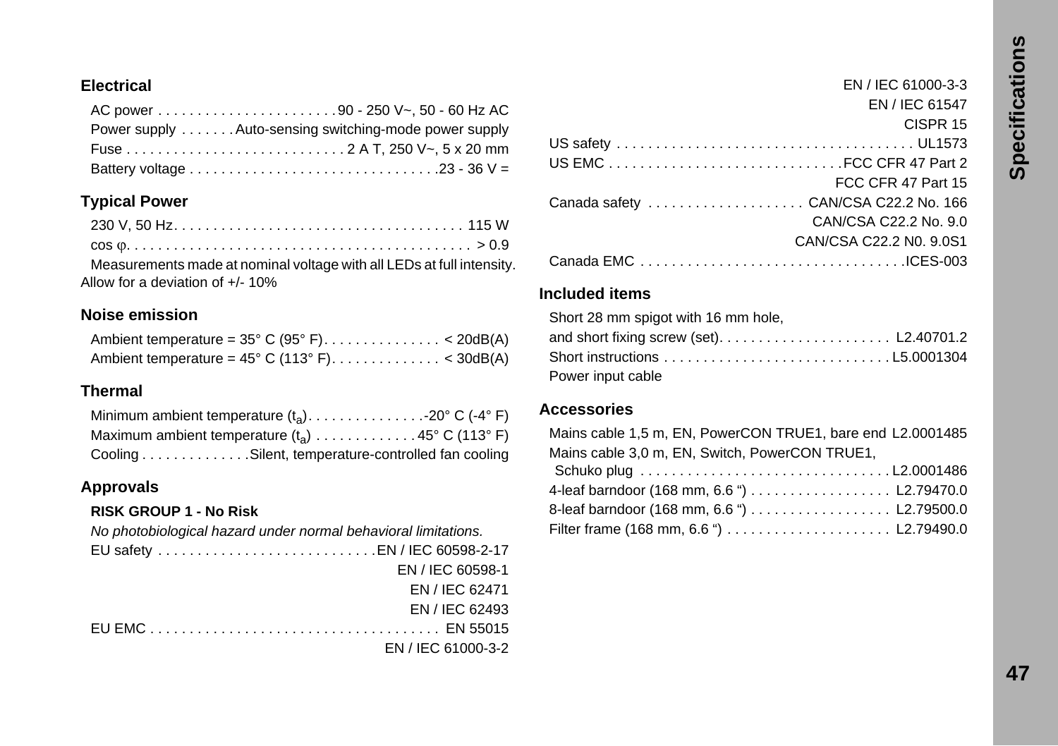### Electrical

AC power . . . . . . . . . . . . . . . . . . . . . . . 90 - 250 V~, 50 - 60 Hz AC
Power supply . . . . . . . Auto-sensing switching-mode power supply
Fuse . . . . . . . . . . . . . . . . . . . . . . . . . . . . 2 A T, 250 V~, 5 x 20 mm
Battery voltage . . . . . . . . . . . . . . . . . . . . . . . . . . . . . . . 23 - 36 V =

### Typical Power

230 V, 50 Hz. . . . . . . . . . . . . . . . . . . . . . . . . . . . . . . . . . . . . 115 W
cos φ. . . . . . . . . . . . . . . . . . . . . . . . . . . . . . . . . . . . . . . . . . . > 0.9
Measurements made at nominal voltage with all LEDs at full intensity. Allow for a deviation of +/- 10%

### Noise emission

Ambient temperature = 35° C (95° F). . . . . . . . . . . . . . . < 20dB(A)
Ambient temperature = 45° C (113° F). . . . . . . . . . . . . . < 30dB(A)

### Thermal

Minimum ambient temperature ($t_a$). . . . . . . . . . . . . . . -20° C (-4° F)
Maximum ambient temperature ($t_a$) . . . . . . . . . . . . . 45° C (113° F)
Cooling . . . . . . . . . . . . . Silent, temperature-controlled fan cooling

### Approvals

**RISK GROUP 1 - No Risk**

*No photobiological hazard under normal behavioral limitations.*

EU safety . . . . . . . . . . . . . . . . . . . . . . . . . . . EN / IEC 60598-2-17
EN / IEC 60598-1
EN / IEC 62471
EN / IEC 62493
EU EMC . . . . . . . . . . . . . . . . . . . . . . . . . . . . . . . . . . . . . EN 55015
EN / IEC 61000-3-2
EN / IEC 61000-3-3
EN / IEC 61547
CISPR 15
US safety . . . . . . . . . . . . . . . . . . . . . . . . . . . . . . . . . . . . . . UL1573
US EMC . . . . . . . . . . . . . . . . . . . . . . . . . . . . . . FCC CFR 47 Part 2
FCC CFR 47 Part 15
Canada safety . . . . . . . . . . . . . . . . . . . . CAN/CSA C22.2 No. 166
CAN/CSA C22.2 No. 9.0
CAN/CSA C22.2 N0. 9.0S1
Canada EMC . . . . . . . . . . . . . . . . . . . . . . . . . . . . . . . . . . ICES-003

### Included items

Short 28 mm spigot with 16 mm hole,
and short fixing screw (set). . . . . . . . . . . . . . . . . . . . . . L2.40701.2
Short instructions . . . . . . . . . . . . . . . . . . . . . . . . . . . . . L5.0001304
Power input cable

### Accessories

Mains cable 1,5 m, EN, PowerCON TRUE1, bare end L2.0001485
Mains cable 3,0 m, EN, Switch, PowerCON TRUE1,
Schuko plug . . . . . . . . . . . . . . . . . . . . . . . . . . . . . . . . L2.0001486
4-leaf barndoor (168 mm, 6.6 ") . . . . . . . . . . . . . . . . . . L2.79470.0
8-leaf barndoor (168 mm, 6.6 ") . . . . . . . . . . . . . . . . . . L2.79500.0
Filter frame (168 mm, 6.6 ") . . . . . . . . . . . . . . . . . . . . . L2.79490.0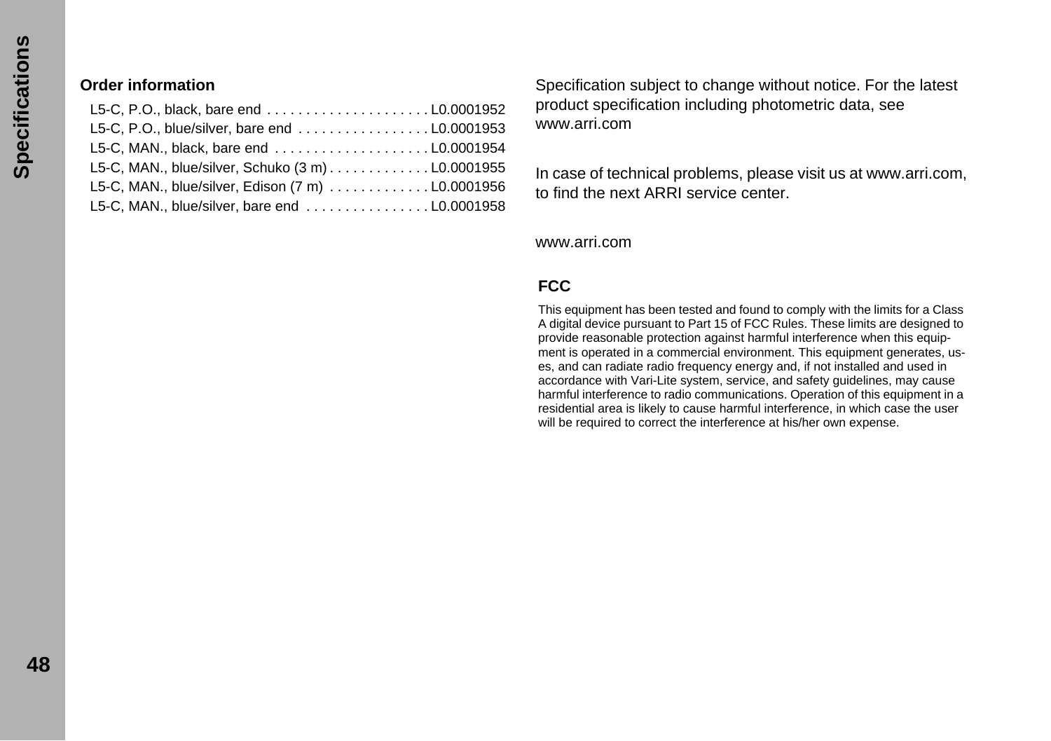## Order information

L5-C, P.O., black, bare end . . . . . . . . . . . . . . . . . . . . . L0.0001952
L5-C, P.O., blue/silver, bare end . . . . . . . . . . . . . . . . . L0.0001953
L5-C, MAN., black, bare end . . . . . . . . . . . . . . . . . . . . L0.0001954
L5-C, MAN., blue/silver, Schuko (3 m) . . . . . . . . . . . . . L0.0001955
L5-C, MAN., blue/silver, Edison (7 m) . . . . . . . . . . . . . L0.0001956
L5-C, MAN., blue/silver, bare end . . . . . . . . . . . . . . . . L0.0001958

Specification subject to change without notice. For the latest product specification including photometric data, see www.arri.com

In case of technical problems, please visit us at www.arri.com, to find the next ARRI service center.

www.arri.com

**FCC**

This equipment has been tested and found to comply with the limits for a Class A digital device pursuant to Part 15 of FCC Rules. These limits are designed to provide reasonable protection against harmful interference when this equipment is operated in a commercial environment. This equipment generates, uses, and can radiate radio frequency energy and, if not installed and used in accordance with Vari-Lite system, service, and safety guidelines, may cause harmful interference to radio communications. Operation of this equipment in a residential area is likely to cause harmful interference, in which case the user will be required to correct the interference at his/her own expense.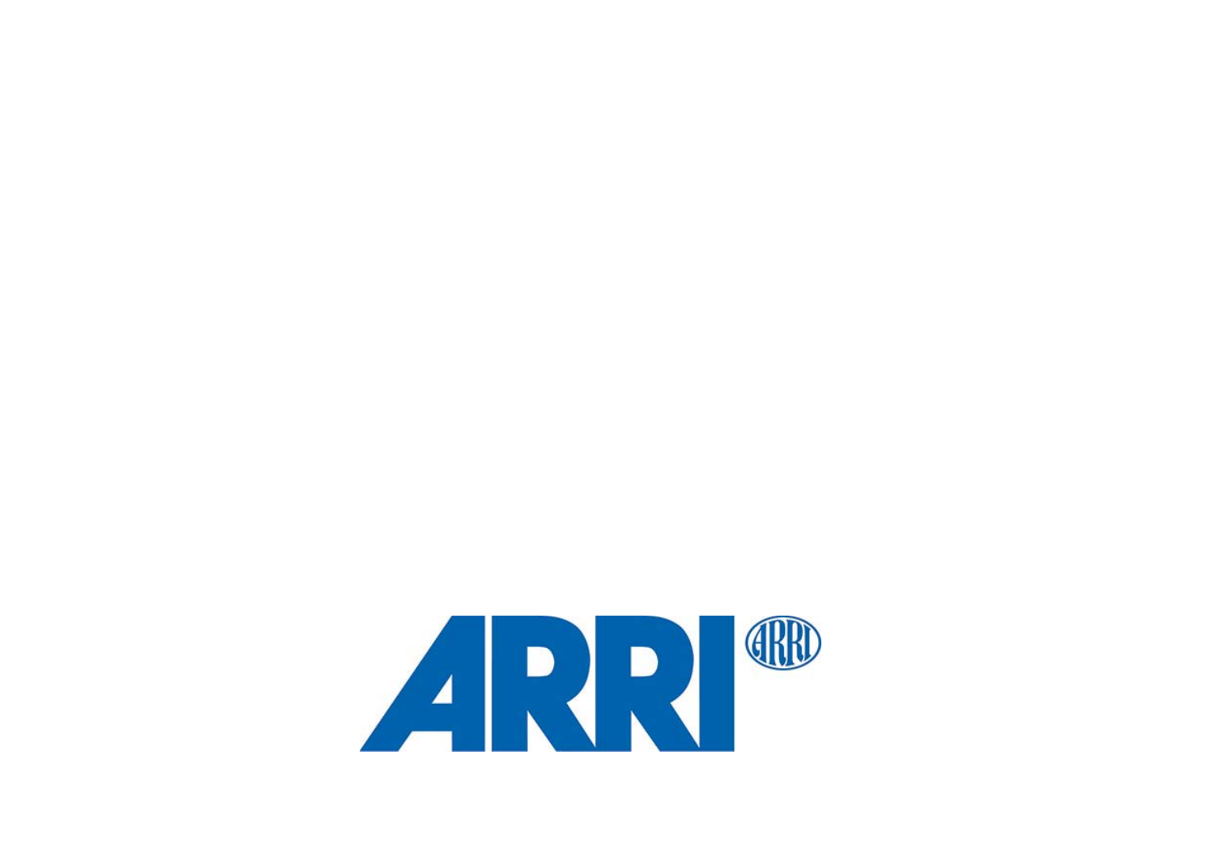ARRI